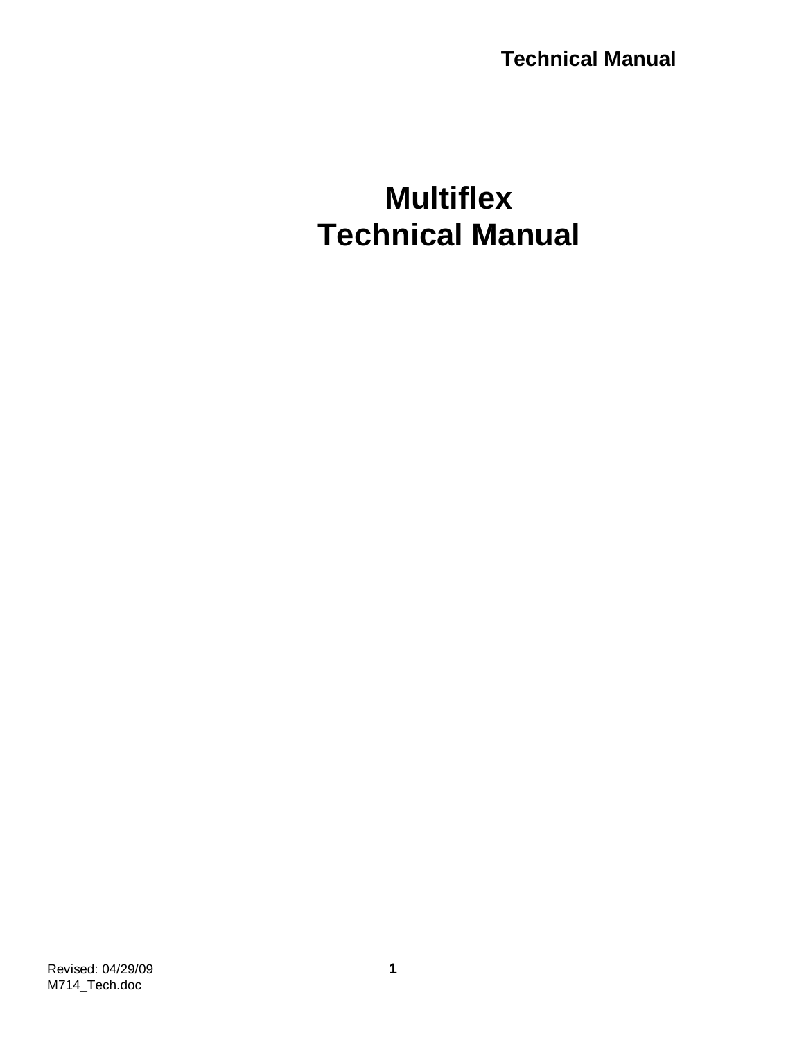# Multiflex
# Technical Manual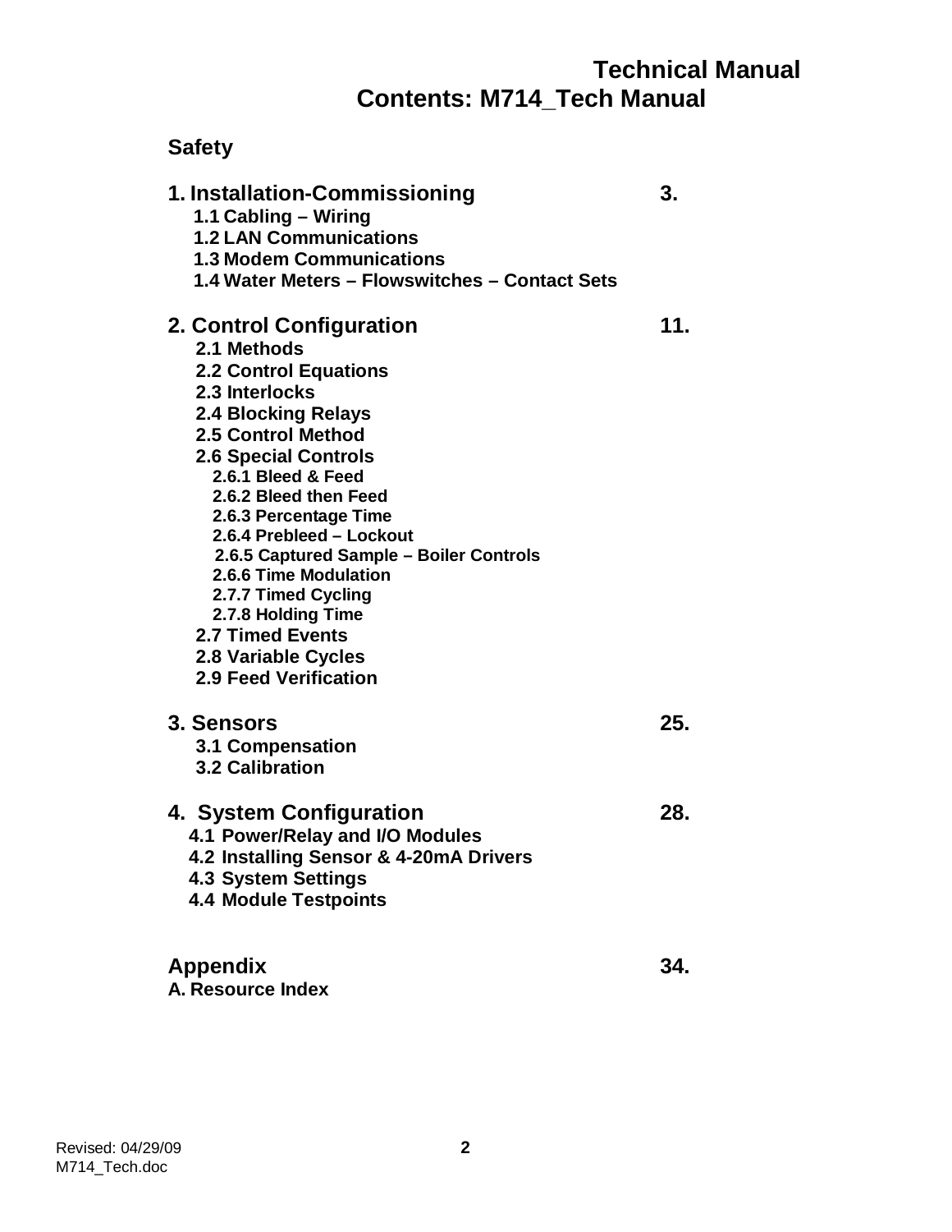# Technical Manual
# Contents: M714_Tech Manual

**Safety**

| | |
|---|---|
| **1. Installation-Commissioning** | **3.** |
| **1.1 Cabling – Wiring** | |
| **1.2 LAN Communications** | |
| **1.3 Modem Communications** | |
| **1.4 Water Meters – Flowswitches – Contact Sets** | |
| **2. Control Configuration** | **11.** |
| **2.1 Methods** | |
| **2.2 Control Equations** | |
| **2.3 Interlocks** | |
| **2.4 Blocking Relays** | |
| **2.5 Control Method** | |
| **2.6 Special Controls** | |
| **2.6.1 Bleed & Feed** | |
| **2.6.2 Bleed then Feed** | |
| **2.6.3 Percentage Time** | |
| **2.6.4 Prebleed – Lockout** | |
| **2.6.5 Captured Sample – Boiler Controls** | |
| **2.6.6 Time Modulation** | |
| **2.7.7 Timed Cycling** | |
| **2.7.8 Holding Time** | |
| **2.7 Timed Events** | |
| **2.8 Variable Cycles** | |
| **2.9 Feed Verification** | |
| **3. Sensors** | **25.** |
| **3.1 Compensation** | |
| **3.2 Calibration** | |
| **4. System Configuration** | **28.** |
| **4.1 Power/Relay and I/O Modules** | |
| **4.2 Installing Sensor & 4-20mA Drivers** | |
| **4.3 System Settings** | |
| **4.4 Module Testpoints** | |
| **Appendix** | **34.** |
| **A. Resource Index** | |

Revised: 04/29/09
M714_Tech.doc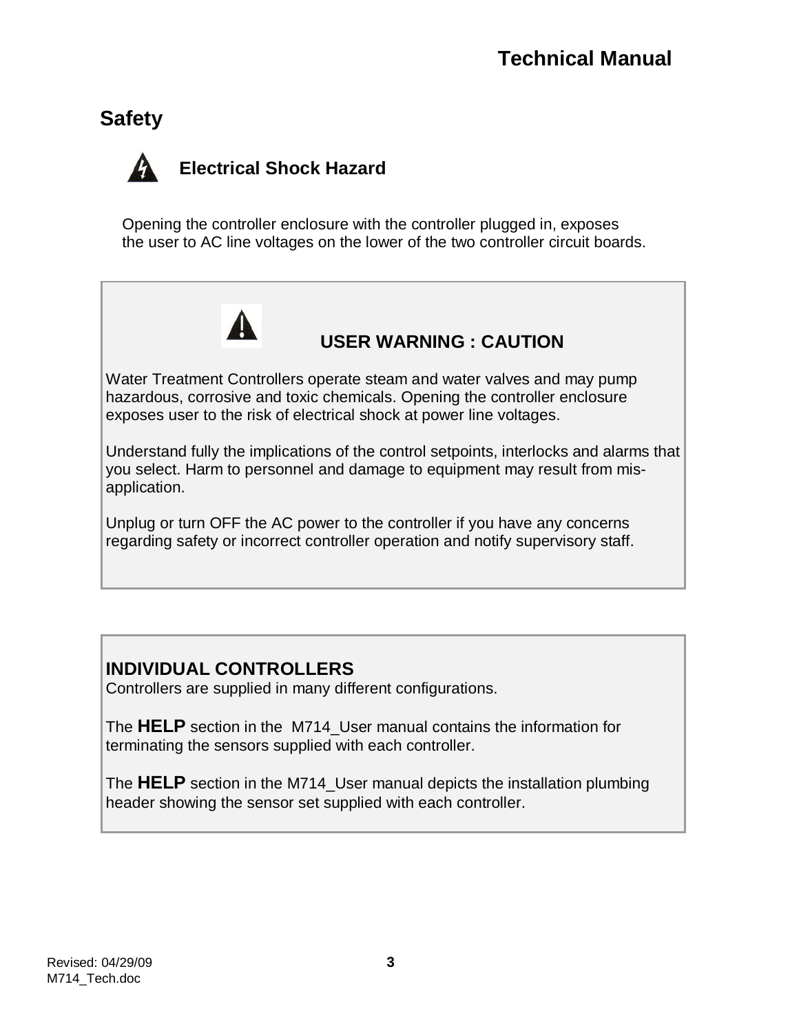## Safety

### Electrical Shock Hazard

Opening the controller enclosure with the controller plugged in, exposes the user to AC line voltages on the lower of the two controller circuit boards.

### USER WARNING : CAUTION

Water Treatment Controllers operate steam and water valves and may pump hazardous, corrosive and toxic chemicals. Opening the controller enclosure exposes user to the risk of electrical shock at power line voltages.

Understand fully the implications of the control setpoints, interlocks and alarms that you select. Harm to personnel and damage to equipment may result from mis-application.

Unplug or turn OFF the AC power to the controller if you have any concerns regarding safety or incorrect controller operation and notify supervisory staff.

### INDIVIDUAL CONTROLLERS

Controllers are supplied in many different configurations.

The **HELP** section in the M714_User manual contains the information for terminating the sensors supplied with each controller.

The **HELP** section in the M714_User manual depicts the installation plumbing header showing the sensor set supplied with each controller.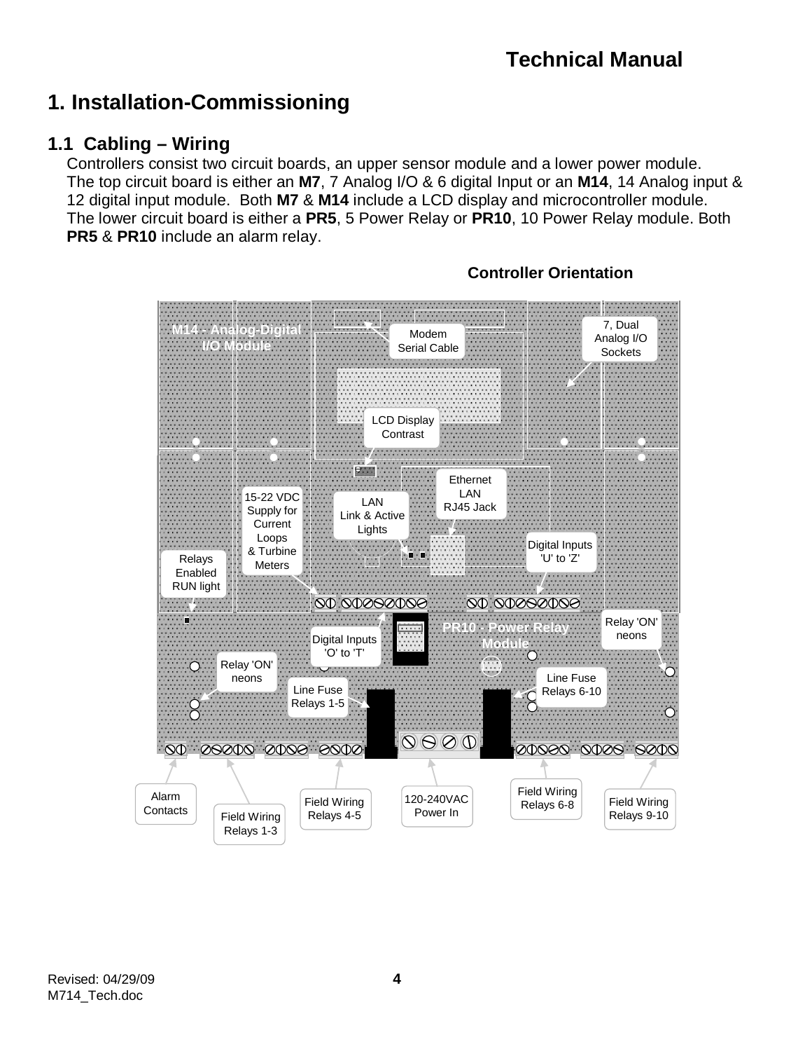# 1. Installation-Commissioning

## 1.1 Cabling – Wiring

Controllers consist two circuit boards, an upper sensor module and a lower power module. The top circuit board is either an **M7**, 7 Analog I/O & 6 digital Input or an **M14**, 14 Analog input & 12 digital input module. Both **M7** & **M14** include a LCD display and microcontroller module. The lower circuit board is either a **PR5**, 5 Power Relay or **PR10**, 10 Power Relay module. Both **PR5** & **PR10** include an alarm relay.

**Controller Orientation**

M14 - Analog-Digital I/O Module

Modem Serial Cable

7, Dual Analog I/O Sockets

LCD Display Contrast

Ethernet LAN RJ45 Jack

LAN Link & Active Lights

15-22 VDC Supply for Current Loops & Turbine Meters

Digital Inputs 'U' to 'Z'

Relays Enabled RUN light

PR10 - Power Relay Module

Relay 'ON' neons

Digital Inputs 'O' to 'T'

Relay 'ON' neons

Line Fuse Relays 1-5

Line Fuse Relays 6-10

Alarm Contacts

Field Wiring Relays 1-3

Field Wiring Relays 4-5

120-240VAC Power In

Field Wiring Relays 6-8

Field Wiring Relays 9-10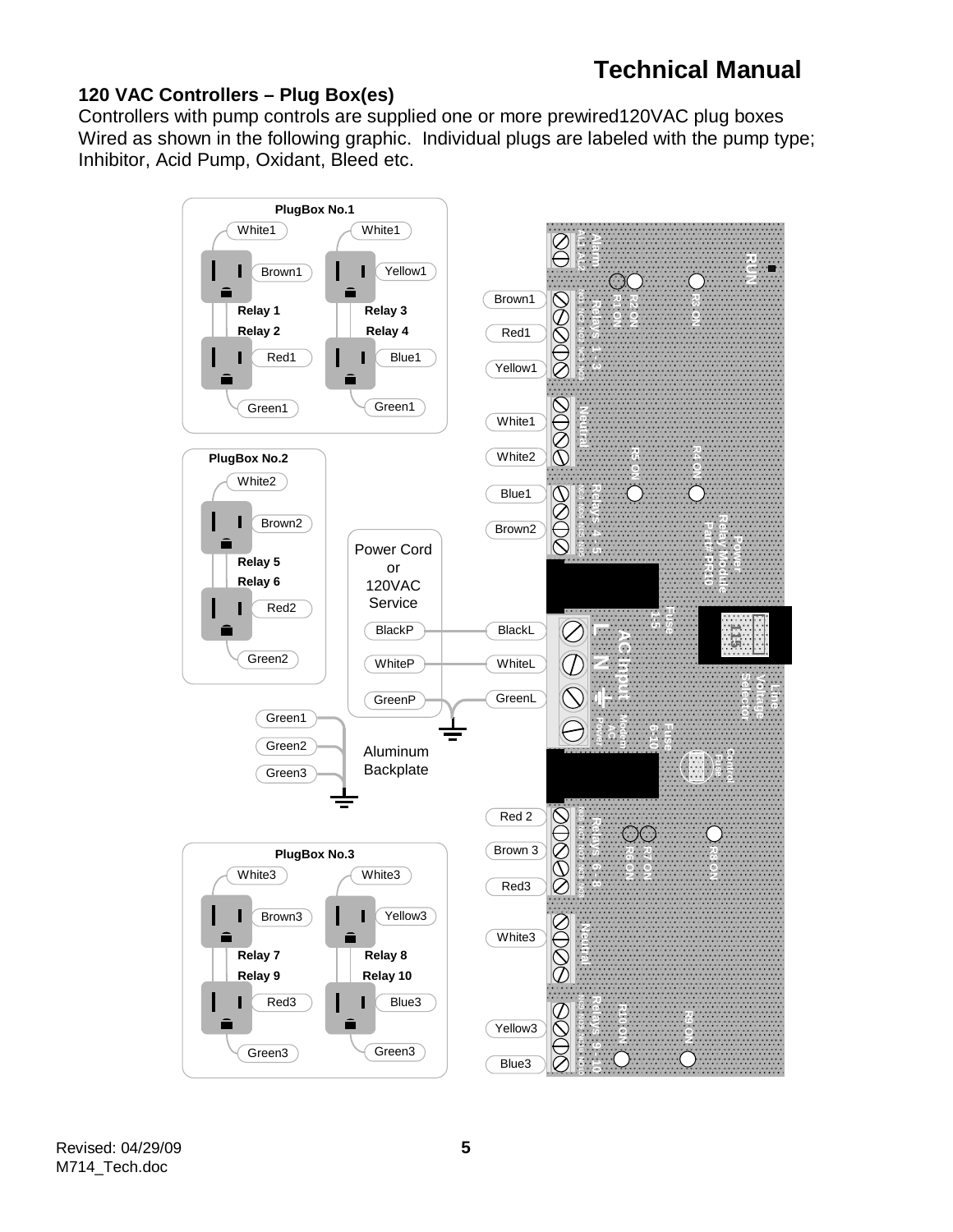## 120 VAC Controllers – Plug Box(es)

Controllers with pump controls are supplied one or more prewired120VAC plug boxes Wired as shown in the following graphic. Individual plugs are labeled with the pump type; Inhibitor, Acid Pump, Oxidant, Bleed etc.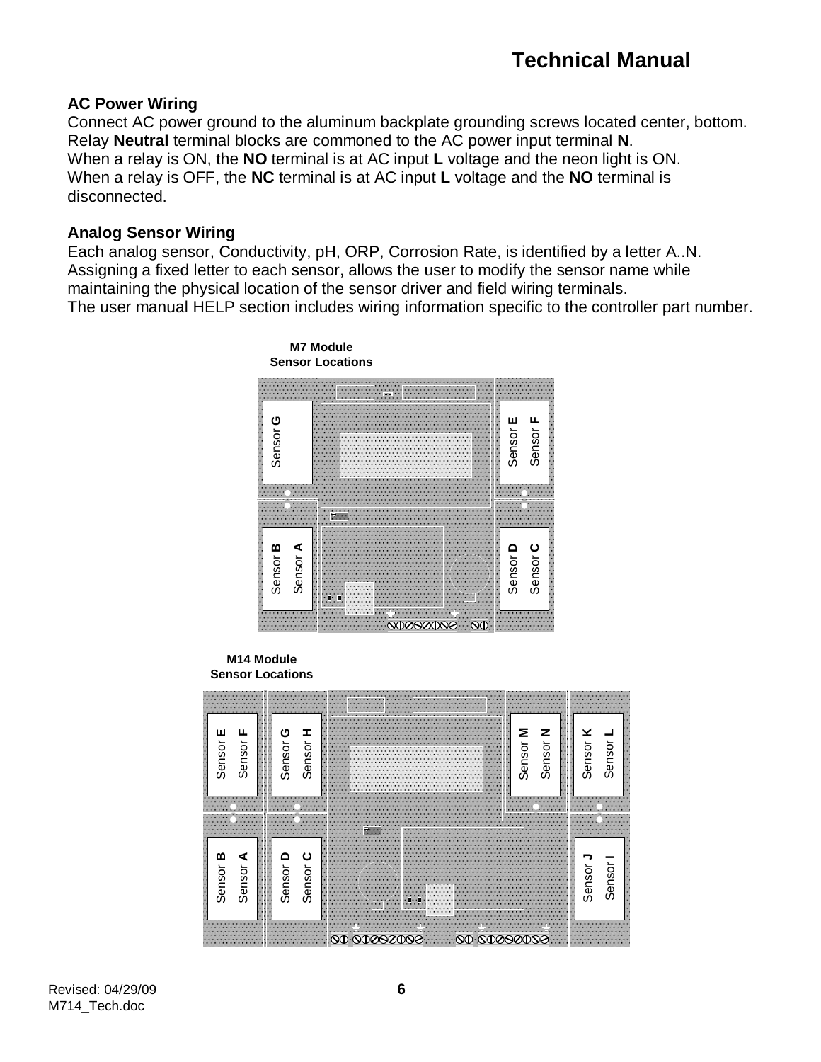**AC Power Wiring**

Connect AC power ground to the aluminum backplate grounding screws located center, bottom.
Relay **Neutral** terminal blocks are commoned to the AC power input terminal **N**.
When a relay is ON, the **NO** terminal is at AC input **L** voltage and the neon light is ON.
When a relay is OFF, the **NC** terminal is at AC input **L** voltage and the **NO** terminal is disconnected.

**Analog Sensor Wiring**

Each analog sensor, Conductivity, pH, ORP, Corrosion Rate, is identified by a letter A..N.
Assigning a fixed letter to each sensor, allows the user to modify the sensor name while maintaining the physical location of the sensor driver and field wiring terminals.
The user manual HELP section includes wiring information specific to the controller part number.

**M7 Module Sensor Locations**

**M14 Module Sensor Locations**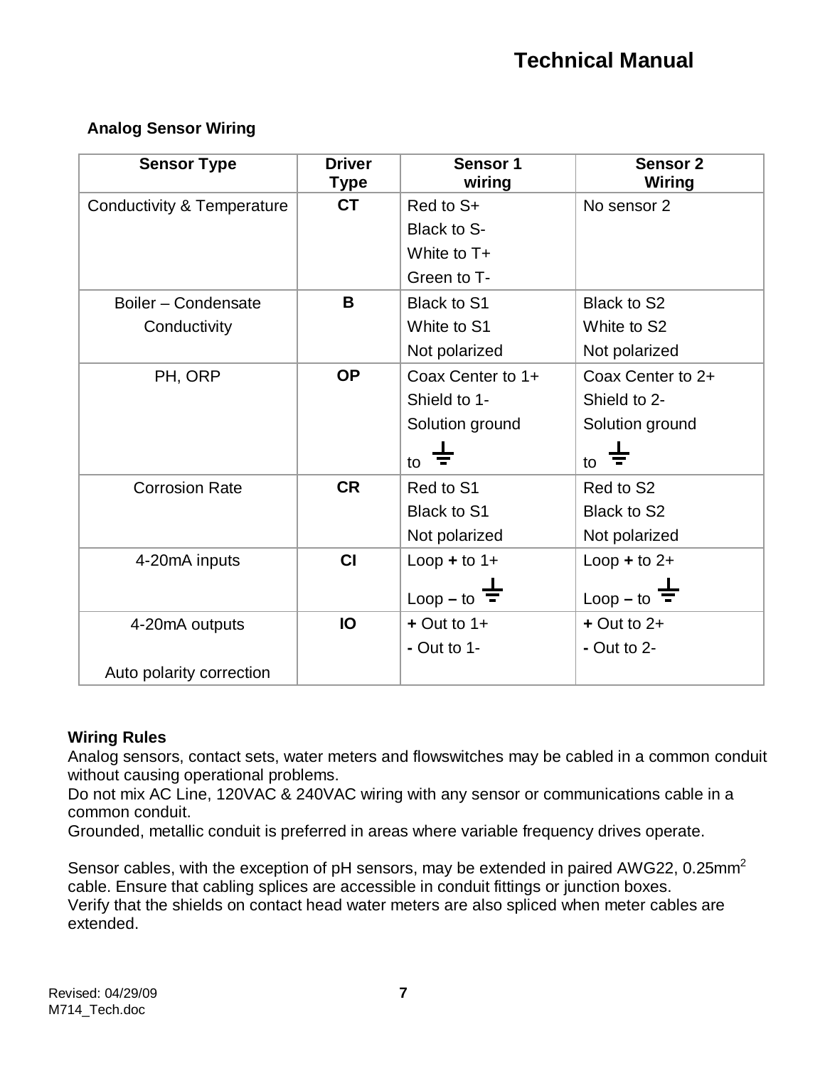## Analog Sensor Wiring

| Sensor Type | Driver Type | Sensor 1 wiring | Sensor 2 Wiring |
|---|---|---|---|
| Conductivity & Temperature | **CT** | Red to S+<br>Black to S-<br>White to T+<br>Green to T- | No sensor 2 |
| Boiler – Condensate Conductivity | **B** | Black to S1<br>White to S1<br>Not polarized | Black to S2<br>White to S2<br>Not polarized |
| PH, ORP | **OP** | Coax Center to 1+<br>Shield to 1-<br>Solution ground to ⏚ | Coax Center to 2+<br>Shield to 2-<br>Solution ground to ⏚ |
| Corrosion Rate | **CR** | Red to S1<br>Black to S1<br>Not polarized | Red to S2<br>Black to S2<br>Not polarized |
| 4-20mA inputs | **CI** | Loop **+** to 1+<br>Loop **–** to ⏚ | Loop **+** to 2+<br>Loop **–** to ⏚ |
| 4-20mA outputs<br><br>Auto polarity correction | **IO** | **+** Out to 1+<br>**-** Out to 1- | **+** Out to 2+<br>**-** Out to 2- |

**Wiring Rules**

Analog sensors, contact sets, water meters and flowswitches may be cabled in a common conduit without causing operational problems.
Do not mix AC Line, 120VAC & 240VAC wiring with any sensor or communications cable in a common conduit.
Grounded, metallic conduit is preferred in areas where variable frequency drives operate.

Sensor cables, with the exception of pH sensors, may be extended in paired AWG22, 0.25mm$^2$ cable. Ensure that cabling splices are accessible in conduit fittings or junction boxes.
Verify that the shields on contact head water meters are also spliced when meter cables are extended.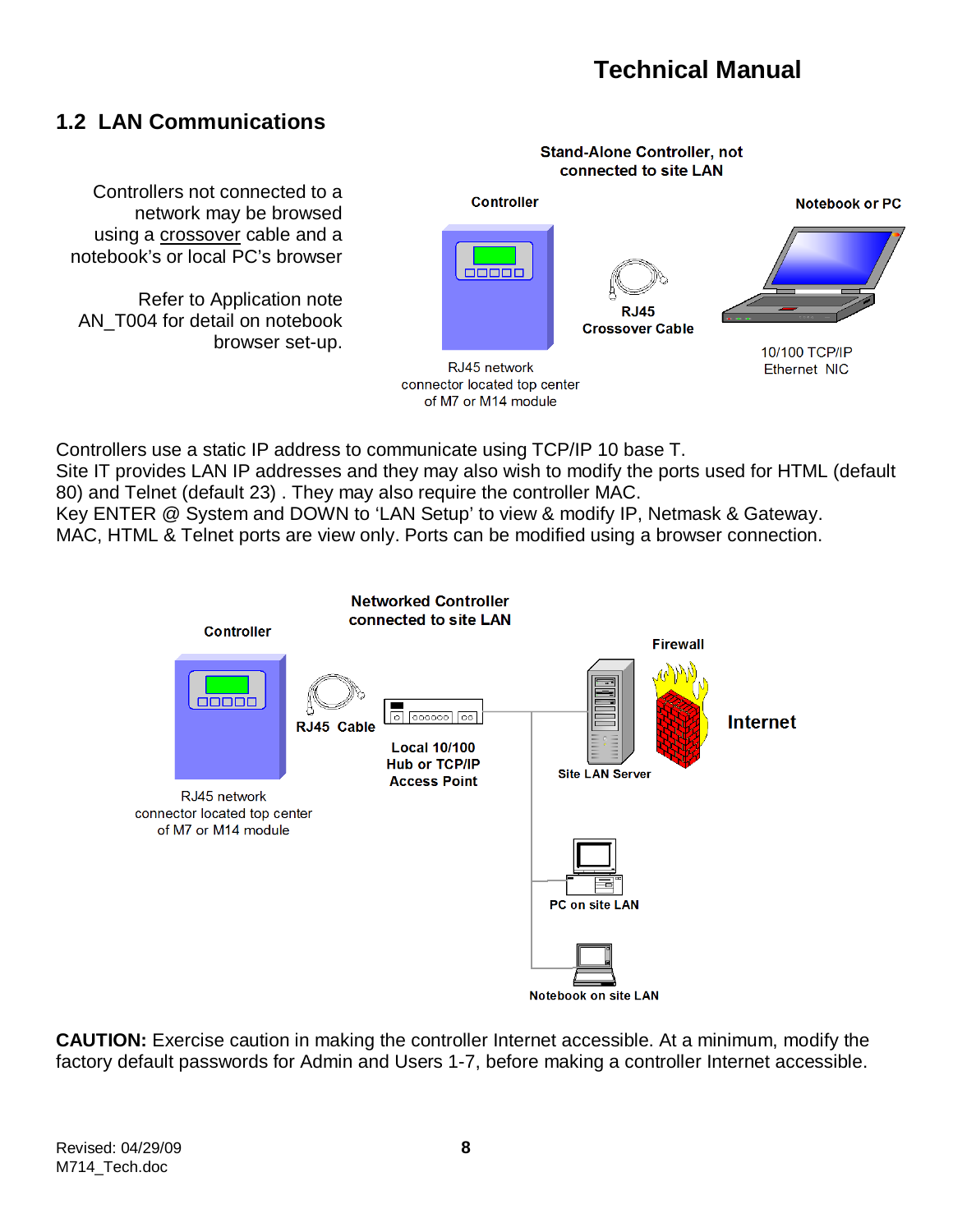## 1.2 LAN Communications

Controllers not connected to a network may be browsed using a crossover cable and a notebook's or local PC's browser

Refer to Application note AN_T004 for detail on notebook browser set-up.

**Stand-Alone Controller, not connected to site LAN**

**Controller**

RJ45 network connector located top center of M7 or M14 module

**RJ45 Crossover Cable**

**Notebook or PC**

10/100 TCP/IP Ethernet NIC

Controllers use a static IP address to communicate using TCP/IP 10 base T.
Site IT provides LAN IP addresses and they may also wish to modify the ports used for HTML (default 80) and Telnet (default 23) . They may also require the controller MAC.
Key ENTER @ System and DOWN to 'LAN Setup' to view & modify IP, Netmask & Gateway.
MAC, HTML & Telnet ports are view only. Ports can be modified using a browser connection.

**Networked Controller connected to site LAN**

**Controller**

RJ45 network connector located top center of M7 or M14 module

**RJ45 Cable**

**Local 10/100 Hub or TCP/IP Access Point**

**Site LAN Server**

**Firewall**

**Internet**

**PC on site LAN**

**Notebook on site LAN**

**CAUTION:** Exercise caution in making the controller Internet accessible. At a minimum, modify the factory default passwords for Admin and Users 1-7, before making a controller Internet accessible.

Revised: 04/29/09
M714_Tech.doc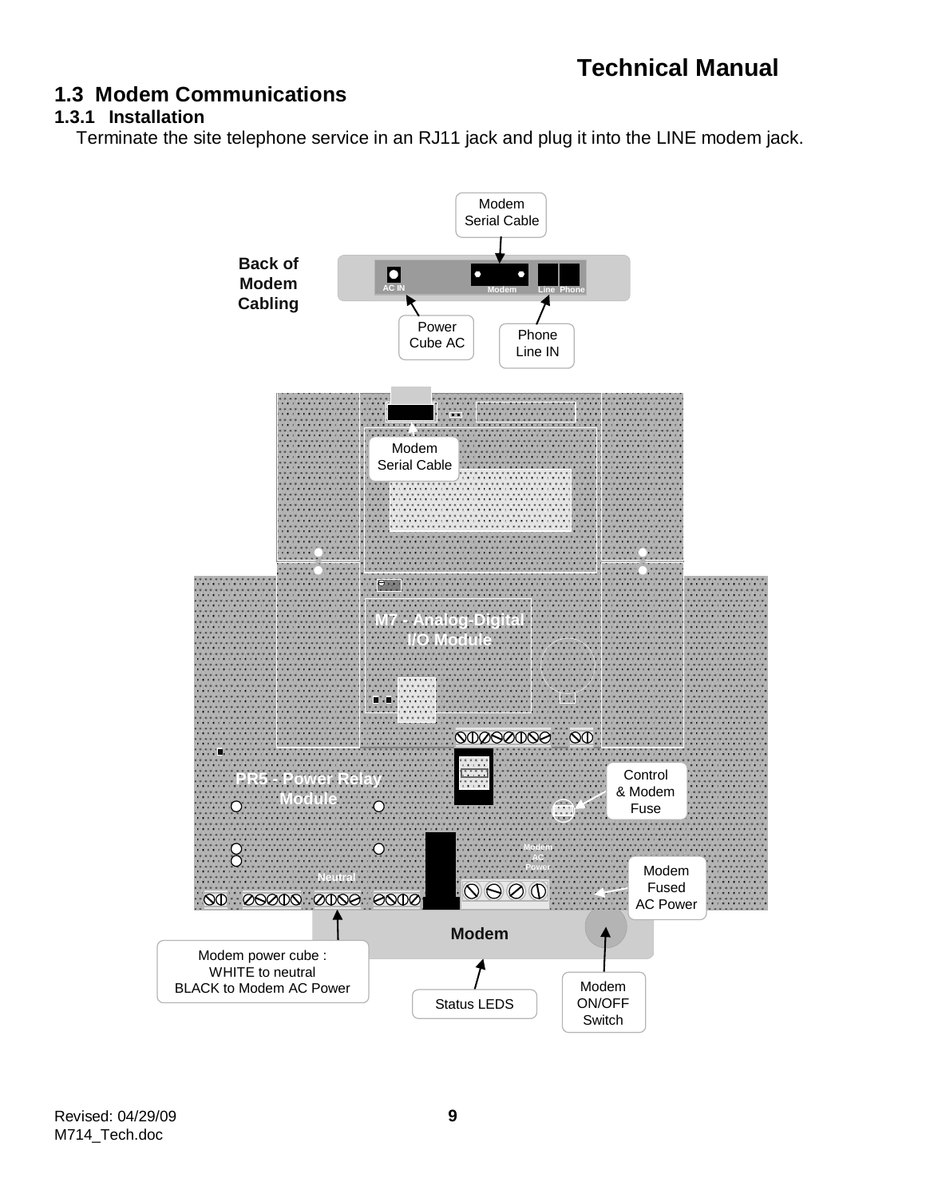## 1.3 Modem Communications

### 1.3.1 Installation

Terminate the site telephone service in an RJ11 jack and plug it into the LINE modem jack.

**Back of Modem Cabling**

Modem Serial Cable

AC IN Modem Line Phone

Power Cube AC

Phone Line IN

Modem Serial Cable

M7 - Analog-Digital I/O Module

PR5 - Power Relay Module

Control & Modem Fuse

Modem AC Power

Neutral

Modem Fused AC Power

Modem

Modem power cube :
WHITE to neutral
BLACK to Modem AC Power

Status LEDS

Modem ON/OFF Switch

Revised: 04/29/09
M714_Tech.doc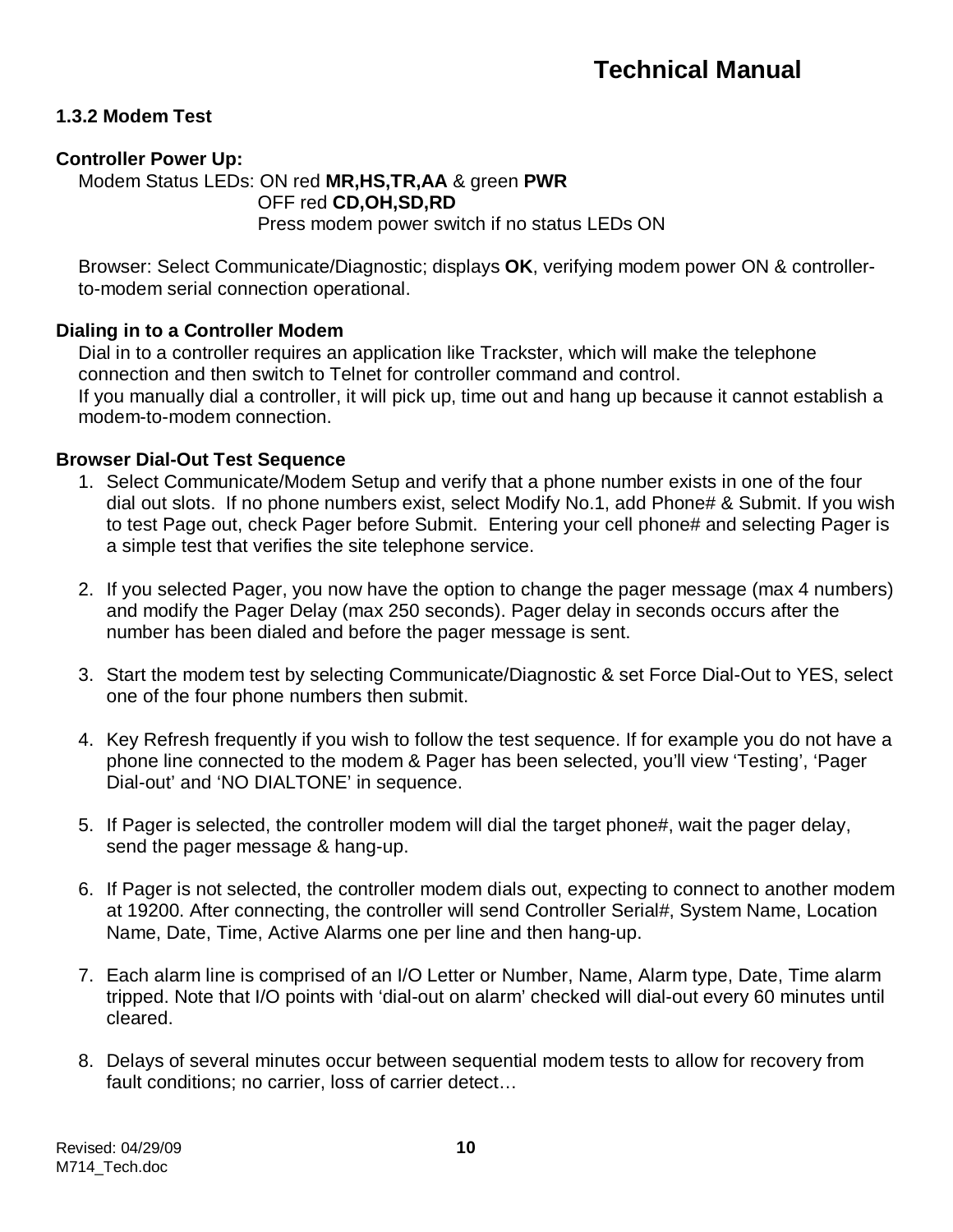### 1.3.2 Modem Test

**Controller Power Up:**

Modem Status LEDs: ON red **MR,HS,TR,AA** & green **PWR**
OFF red **CD,OH,SD,RD**
Press modem power switch if no status LEDs ON

Browser: Select Communicate/Diagnostic; displays **OK**, verifying modem power ON & controller-to-modem serial connection operational.

**Dialing in to a Controller Modem**

Dial in to a controller requires an application like Trackster, which will make the telephone connection and then switch to Telnet for controller command and control.
If you manually dial a controller, it will pick up, time out and hang up because it cannot establish a modem-to-modem connection.

**Browser Dial-Out Test Sequence**

1. Select Communicate/Modem Setup and verify that a phone number exists in one of the four dial out slots. If no phone numbers exist, select Modify No.1, add Phone# & Submit. If you wish to test Page out, check Pager before Submit. Entering your cell phone# and selecting Pager is a simple test that verifies the site telephone service.

2. If you selected Pager, you now have the option to change the pager message (max 4 numbers) and modify the Pager Delay (max 250 seconds). Pager delay in seconds occurs after the number has been dialed and before the pager message is sent.

3. Start the modem test by selecting Communicate/Diagnostic & set Force Dial-Out to YES, select one of the four phone numbers then submit.

4. Key Refresh frequently if you wish to follow the test sequence. If for example you do not have a phone line connected to the modem & Pager has been selected, you'll view 'Testing', 'Pager Dial-out' and 'NO DIALTONE' in sequence.

5. If Pager is selected, the controller modem will dial the target phone#, wait the pager delay, send the pager message & hang-up.

6. If Pager is not selected, the controller modem dials out, expecting to connect to another modem at 19200. After connecting, the controller will send Controller Serial#, System Name, Location Name, Date, Time, Active Alarms one per line and then hang-up.

7. Each alarm line is comprised of an I/O Letter or Number, Name, Alarm type, Date, Time alarm tripped. Note that I/O points with 'dial-out on alarm' checked will dial-out every 60 minutes until cleared.

8. Delays of several minutes occur between sequential modem tests to allow for recovery from fault conditions; no carrier, loss of carrier detect…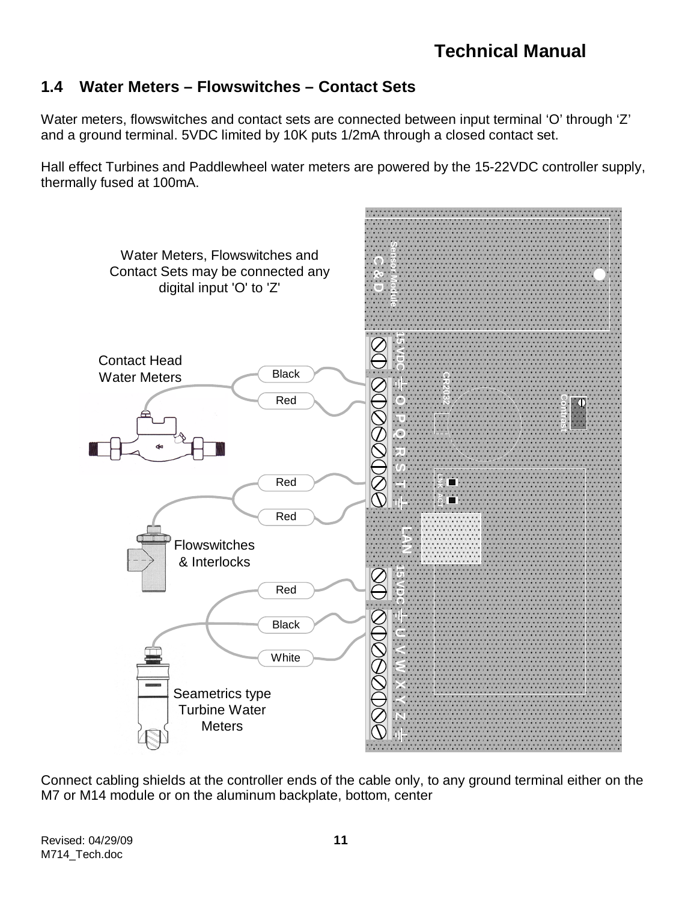## 1.4 Water Meters – Flowswitches – Contact Sets

Water meters, flowswitches and contact sets are connected between input terminal ‘O’ through ‘Z’ and a ground terminal. 5VDC limited by 10K puts 1/2mA through a closed contact set.

Hall effect Turbines and Paddlewheel water meters are powered by the 15-22VDC controller supply, thermally fused at 100mA.

Water Meters, Flowswitches and Contact Sets may be connected any digital input 'O' to 'Z'

Contact Head Water Meters

Black

Red

Red

Red

Flowswitches & Interlocks

Red

Black

White

Seametrics type Turbine Water Meters

Connect cabling shields at the controller ends of the cable only, to any ground terminal either on the M7 or M14 module or on the aluminum backplate, bottom, center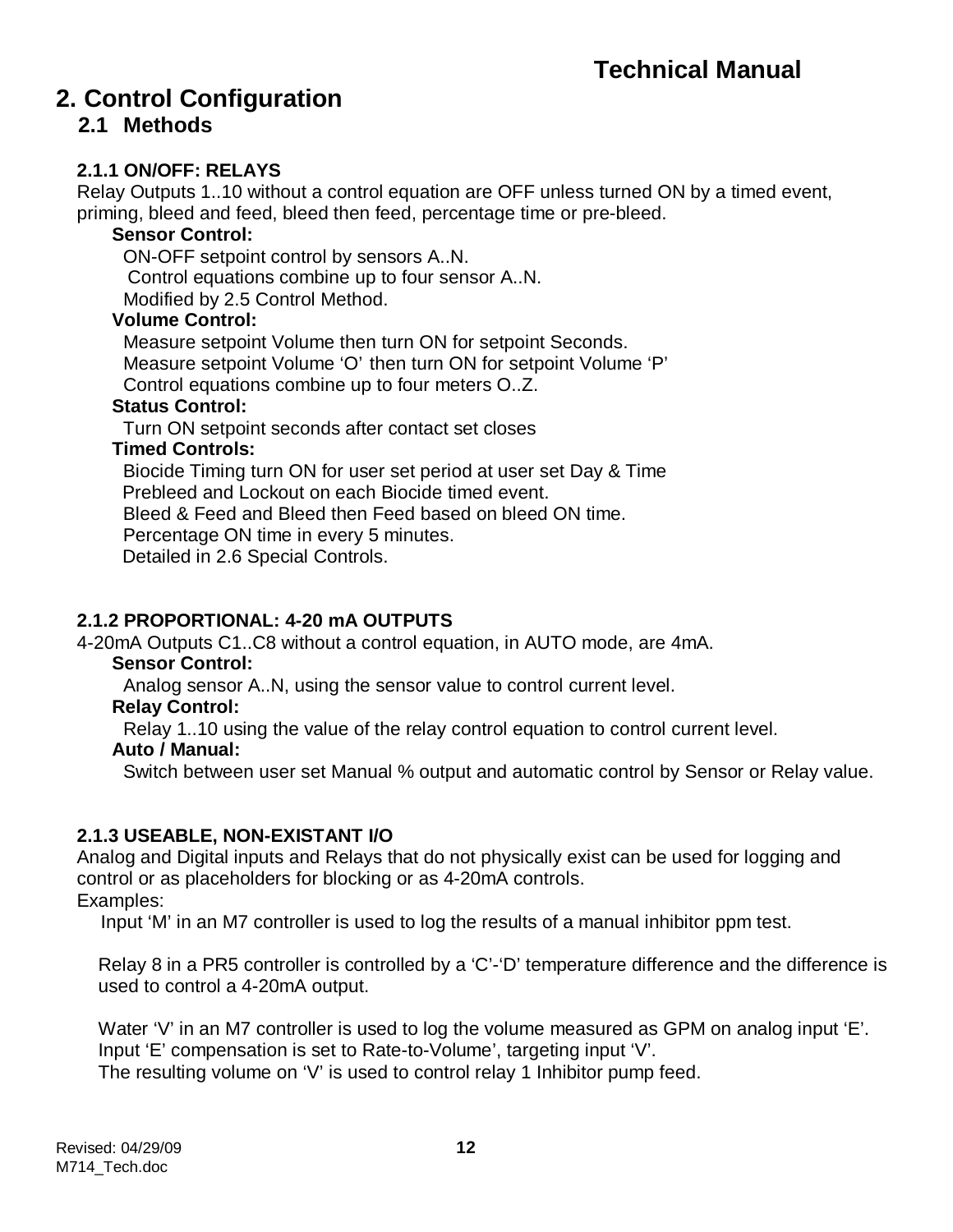# 2. Control Configuration

## 2.1 Methods

### 2.1.1 ON/OFF: RELAYS

Relay Outputs 1..10 without a control equation are OFF unless turned ON by a timed event, priming, bleed and feed, bleed then feed, percentage time or pre-bleed.

**Sensor Control:**

ON-OFF setpoint control by sensors A..N.
Control equations combine up to four sensor A..N.
Modified by 2.5 Control Method.

**Volume Control:**

Measure setpoint Volume then turn ON for setpoint Seconds.
Measure setpoint Volume 'O' then turn ON for setpoint Volume 'P'
Control equations combine up to four meters O..Z.

**Status Control:**

Turn ON setpoint seconds after contact set closes

**Timed Controls:**

Biocide Timing turn ON for user set period at user set Day & Time
Prebleed and Lockout on each Biocide timed event.
Bleed & Feed and Bleed then Feed based on bleed ON time.
Percentage ON time in every 5 minutes.
Detailed in 2.6 Special Controls.

### 2.1.2 PROPORTIONAL: 4-20 mA OUTPUTS

4-20mA Outputs C1..C8 without a control equation, in AUTO mode, are 4mA.

**Sensor Control:**

Analog sensor A..N, using the sensor value to control current level.

**Relay Control:**

Relay 1..10 using the value of the relay control equation to control current level.

**Auto / Manual:**

Switch between user set Manual % output and automatic control by Sensor or Relay value.

### 2.1.3 USEABLE, NON-EXISTANT I/O

Analog and Digital inputs and Relays that do not physically exist can be used for logging and control or as placeholders for blocking or as 4-20mA controls.
Examples:

Input 'M' in an M7 controller is used to log the results of a manual inhibitor ppm test.

Relay 8 in a PR5 controller is controlled by a 'C'-'D' temperature difference and the difference is used to control a 4-20mA output.

Water 'V' in an M7 controller is used to log the volume measured as GPM on analog input 'E'.
Input 'E' compensation is set to Rate-to-Volume', targeting input 'V'.
The resulting volume on 'V' is used to control relay 1 Inhibitor pump feed.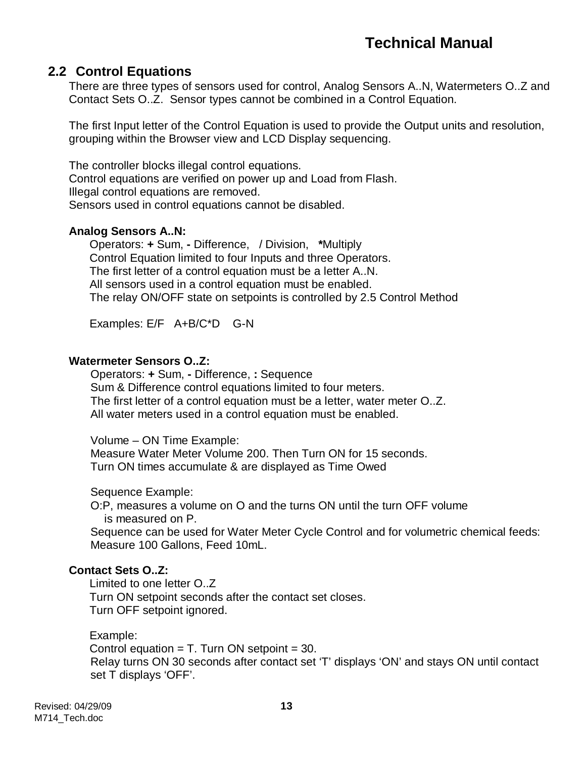## 2.2 Control Equations

There are three types of sensors used for control, Analog Sensors A..N, Watermeters O..Z and Contact Sets O..Z. Sensor types cannot be combined in a Control Equation.

The first Input letter of the Control Equation is used to provide the Output units and resolution, grouping within the Browser view and LCD Display sequencing.

The controller blocks illegal control equations.
Control equations are verified on power up and Load from Flash.
Illegal control equations are removed.
Sensors used in control equations cannot be disabled.

**Analog Sensors A..N:**

Operators: **+** Sum, **-** Difference, / Division, **\***Multiply
Control Equation limited to four Inputs and three Operators.
The first letter of a control equation must be a letter A..N.
All sensors used in a control equation must be enabled.
The relay ON/OFF state on setpoints is controlled by 2.5 Control Method

Examples: E/F A+B/C*D G-N

**Watermeter Sensors O..Z:**

Operators: **+** Sum, **-** Difference, **:** Sequence
Sum & Difference control equations limited to four meters.
The first letter of a control equation must be a letter, water meter O..Z.
All water meters used in a control equation must be enabled.

Volume – ON Time Example:
Measure Water Meter Volume 200. Then Turn ON for 15 seconds.
Turn ON times accumulate & are displayed as Time Owed

Sequence Example:
O:P, measures a volume on O and the turns ON until the turn OFF volume is measured on P.
Sequence can be used for Water Meter Cycle Control and for volumetric chemical feeds:
Measure 100 Gallons, Feed 10mL.

**Contact Sets O..Z:**

Limited to one letter O..Z
Turn ON setpoint seconds after the contact set closes.
Turn OFF setpoint ignored.

Example:
Control equation = T. Turn ON setpoint = 30.
Relay turns ON 30 seconds after contact set 'T' displays 'ON' and stays ON until contact set T displays 'OFF'.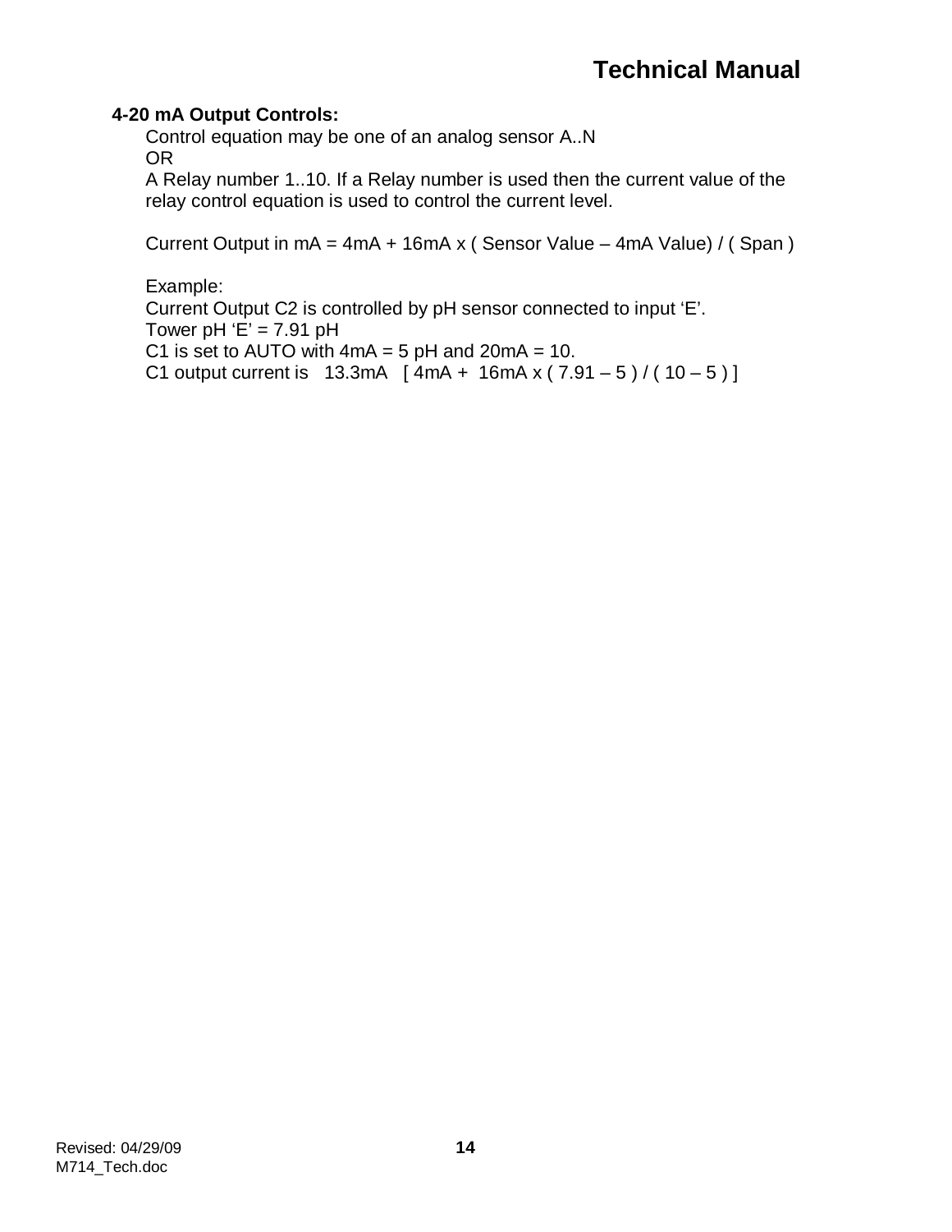**4-20 mA Output Controls:**

Control equation may be one of an analog sensor A..N

OR

A Relay number 1..10. If a Relay number is used then the current value of the relay control equation is used to control the current level.

Current Output in mA = 4mA + 16mA x ( Sensor Value – 4mA Value) / ( Span )

Example:

Current Output C2 is controlled by pH sensor connected to input 'E'.

Tower pH 'E' = 7.91 pH

C1 is set to AUTO with 4mA = 5 pH and 20mA = 10.

C1 output current is 13.3mA [ 4mA + 16mA x ( 7.91 – 5 ) / ( 10 – 5 ) ]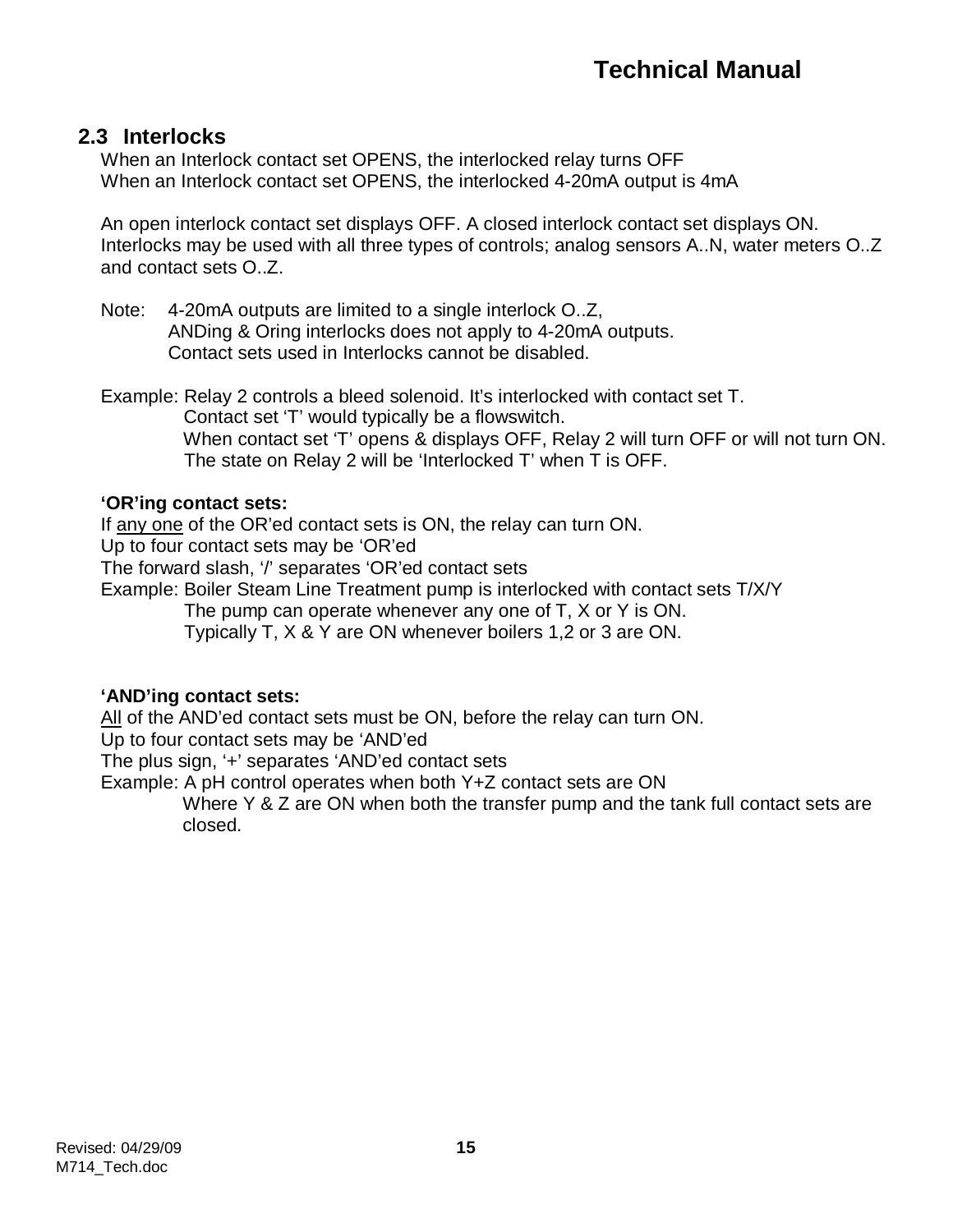## 2.3 Interlocks

When an Interlock contact set OPENS, the interlocked relay turns OFF
When an Interlock contact set OPENS, the interlocked 4-20mA output is 4mA

An open interlock contact set displays OFF. A closed interlock contact set displays ON.
Interlocks may be used with all three types of controls; analog sensors A..N, water meters O..Z and contact sets O..Z.

Note: 4-20mA outputs are limited to a single interlock O..Z,
ANDing & Oring interlocks does not apply to 4-20mA outputs.
Contact sets used in Interlocks cannot be disabled.

Example: Relay 2 controls a bleed solenoid. It's interlocked with contact set T.
Contact set 'T' would typically be a flowswitch.
When contact set 'T' opens & displays OFF, Relay 2 will turn OFF or will not turn ON.
The state on Relay 2 will be 'Interlocked T' when T is OFF.

**'OR'ing contact sets:**
If <u>any one</u> of the OR'ed contact sets is ON, the relay can turn ON.
Up to four contact sets may be 'OR'ed
The forward slash, '/' separates 'OR'ed contact sets
Example: Boiler Steam Line Treatment pump is interlocked with contact sets T/X/Y
The pump can operate whenever any one of T, X or Y is ON.
Typically T, X & Y are ON whenever boilers 1,2 or 3 are ON.

**'AND'ing contact sets:**
<u>All</u> of the AND'ed contact sets must be ON, before the relay can turn ON.
Up to four contact sets may be 'AND'ed
The plus sign, '+' separates 'AND'ed contact sets
Example: A pH control operates when both Y+Z contact sets are ON
Where Y & Z are ON when both the transfer pump and the tank full contact sets are closed.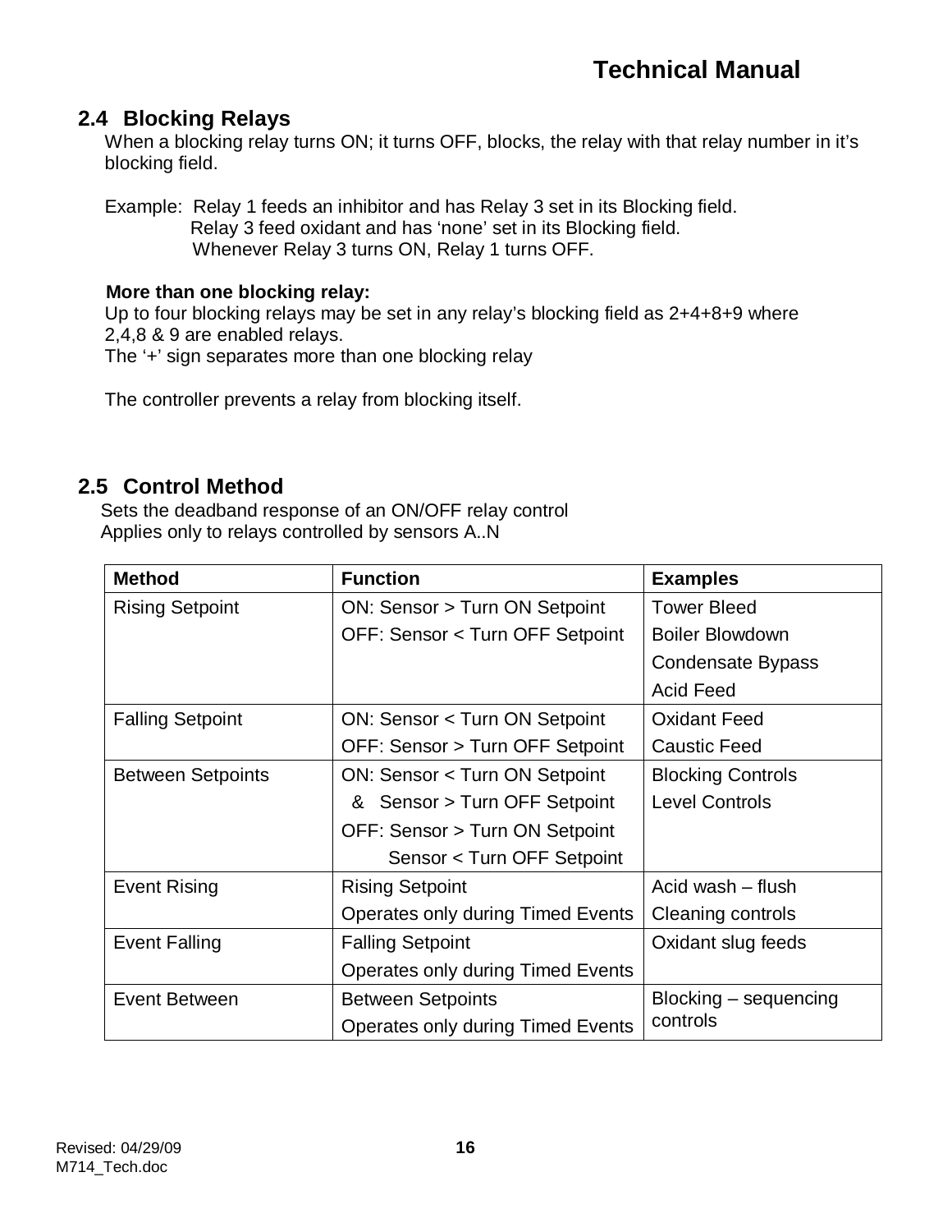## 2.4 Blocking Relays

When a blocking relay turns ON; it turns OFF, blocks, the relay with that relay number in it's blocking field.

Example: Relay 1 feeds an inhibitor and has Relay 3 set in its Blocking field.
Relay 3 feed oxidant and has 'none' set in its Blocking field.
Whenever Relay 3 turns ON, Relay 1 turns OFF.

**More than one blocking relay:**
Up to four blocking relays may be set in any relay's blocking field as 2+4+8+9 where 2,4,8 & 9 are enabled relays.
The '+' sign separates more than one blocking relay

The controller prevents a relay from blocking itself.

## 2.5 Control Method

Sets the deadband response of an ON/OFF relay control
Applies only to relays controlled by sensors A..N

| Method | Function | Examples |
|---|---|---|
| Rising Setpoint | ON: Sensor > Turn ON Setpoint<br>OFF: Sensor < Turn OFF Setpoint | Tower Bleed<br>Boiler Blowdown<br>Condensate Bypass<br>Acid Feed |
| Falling Setpoint | ON: Sensor < Turn ON Setpoint<br>OFF: Sensor > Turn OFF Setpoint | Oxidant Feed<br>Caustic Feed |
| Between Setpoints | ON: Sensor < Turn ON Setpoint<br>& Sensor > Turn OFF Setpoint<br>OFF: Sensor > Turn ON Setpoint<br>Sensor < Turn OFF Setpoint | Blocking Controls<br>Level Controls |
| Event Rising | Rising Setpoint<br>Operates only during Timed Events | Acid wash – flush<br>Cleaning controls |
| Event Falling | Falling Setpoint<br>Operates only during Timed Events | Oxidant slug feeds |
| Event Between | Between Setpoints<br>Operates only during Timed Events | Blocking – sequencing controls |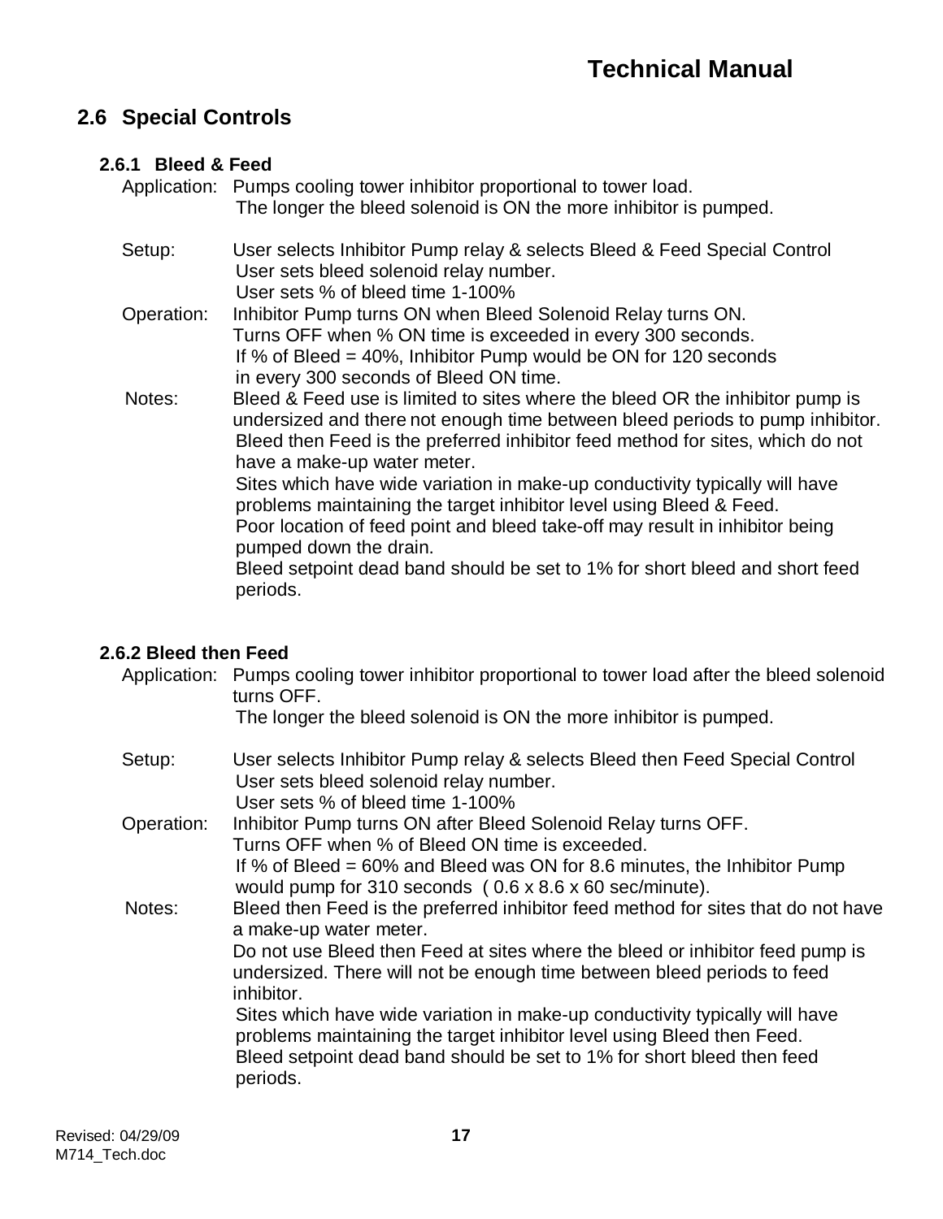## 2.6 Special Controls

### 2.6.1 Bleed & Feed

Application: Pumps cooling tower inhibitor proportional to tower load.
The longer the bleed solenoid is ON the more inhibitor is pumped.

Setup: User selects Inhibitor Pump relay & selects Bleed & Feed Special Control
User sets bleed solenoid relay number.
User sets % of bleed time 1-100%

Operation: Inhibitor Pump turns ON when Bleed Solenoid Relay turns ON.
Turns OFF when % ON time is exceeded in every 300 seconds.
If % of Bleed = 40%, Inhibitor Pump would be ON for 120 seconds in every 300 seconds of Bleed ON time.

Notes: Bleed & Feed use is limited to sites where the bleed OR the inhibitor pump is undersized and there not enough time between bleed periods to pump inhibitor.
Bleed then Feed is the preferred inhibitor feed method for sites, which do not have a make-up water meter.
Sites which have wide variation in make-up conductivity typically will have problems maintaining the target inhibitor level using Bleed & Feed.
Poor location of feed point and bleed take-off may result in inhibitor being pumped down the drain.
Bleed setpoint dead band should be set to 1% for short bleed and short feed periods.

### 2.6.2 Bleed then Feed

Application: Pumps cooling tower inhibitor proportional to tower load after the bleed solenoid turns OFF.
The longer the bleed solenoid is ON the more inhibitor is pumped.

Setup: User selects Inhibitor Pump relay & selects Bleed then Feed Special Control
User sets bleed solenoid relay number.
User sets % of bleed time 1-100%

Operation: Inhibitor Pump turns ON after Bleed Solenoid Relay turns OFF.
Turns OFF when % of Bleed ON time is exceeded.
If % of Bleed = 60% and Bleed was ON for 8.6 minutes, the Inhibitor Pump would pump for 310 seconds ( 0.6 x 8.6 x 60 sec/minute).

Notes: Bleed then Feed is the preferred inhibitor feed method for sites that do not have a make-up water meter.
Do not use Bleed then Feed at sites where the bleed or inhibitor feed pump is undersized. There will not be enough time between bleed periods to feed inhibitor.
Sites which have wide variation in make-up conductivity typically will have problems maintaining the target inhibitor level using Bleed then Feed.
Bleed setpoint dead band should be set to 1% for short bleed then feed periods.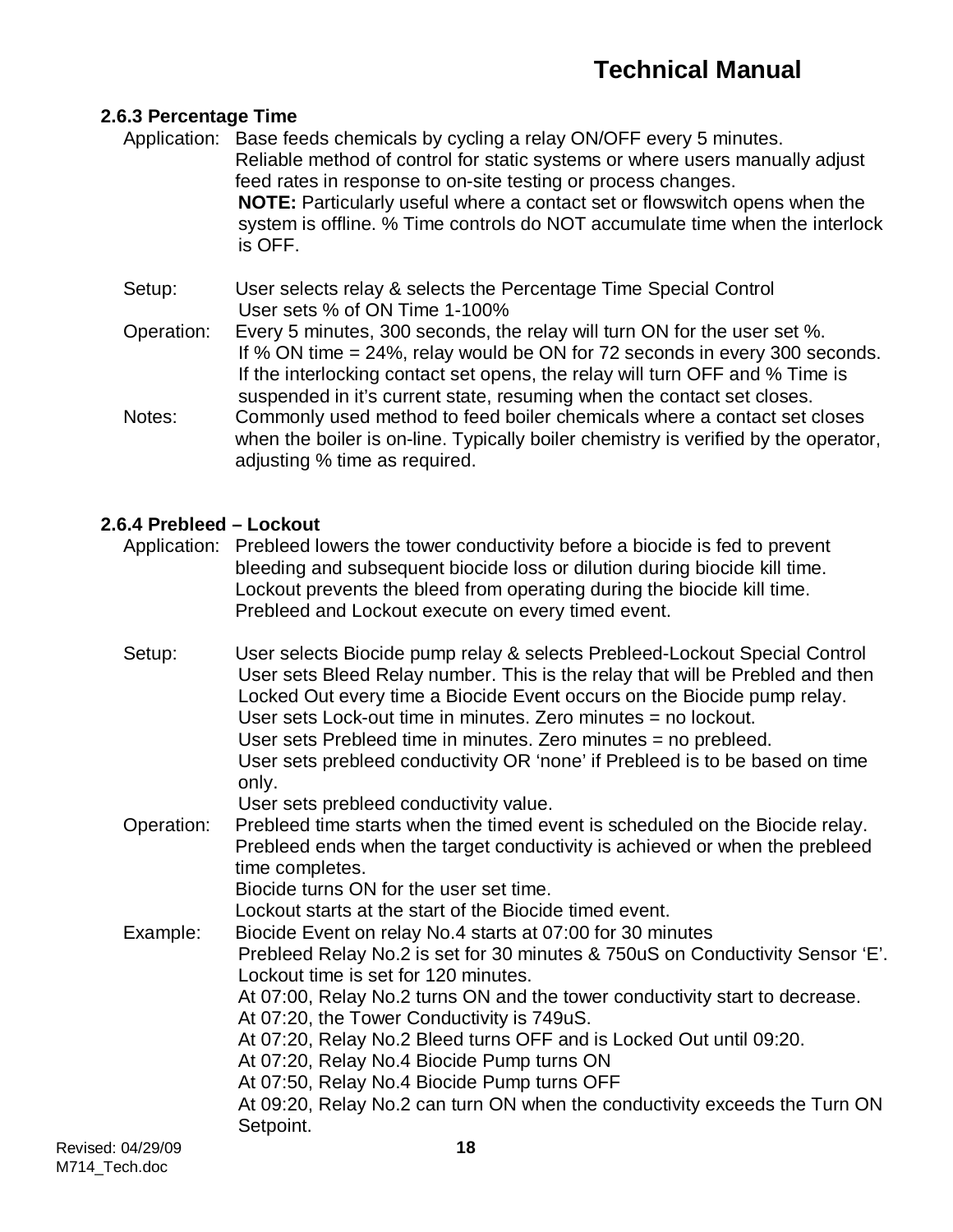### 2.6.3 Percentage Time

Application: Base feeds chemicals by cycling a relay ON/OFF every 5 minutes.
Reliable method of control for static systems or where users manually adjust feed rates in response to on-site testing or process changes.
**NOTE:** Particularly useful where a contact set or flowswitch opens when the system is offline. % Time controls do NOT accumulate time when the interlock is OFF.

Setup: User selects relay & selects the Percentage Time Special Control
User sets % of ON Time 1-100%

Operation: Every 5 minutes, 300 seconds, the relay will turn ON for the user set %.
If % ON time = 24%, relay would be ON for 72 seconds in every 300 seconds.
If the interlocking contact set opens, the relay will turn OFF and % Time is suspended in it's current state, resuming when the contact set closes.

Notes: Commonly used method to feed boiler chemicals where a contact set closes when the boiler is on-line. Typically boiler chemistry is verified by the operator, adjusting % time as required.

### 2.6.4 Prebleed – Lockout

Application: Prebleed lowers the tower conductivity before a biocide is fed to prevent bleeding and subsequent biocide loss or dilution during biocide kill time.
Lockout prevents the bleed from operating during the biocide kill time.
Prebleed and Lockout execute on every timed event.

Setup: User selects Biocide pump relay & selects Prebleed-Lockout Special Control
User sets Bleed Relay number. This is the relay that will be Prebled and then Locked Out every time a Biocide Event occurs on the Biocide pump relay.
User sets Lock-out time in minutes. Zero minutes = no lockout.
User sets Prebleed time in minutes. Zero minutes = no prebleed.
User sets prebleed conductivity OR 'none' if Prebleed is to be based on time only.
User sets prebleed conductivity value.

Operation: Prebleed time starts when the timed event is scheduled on the Biocide relay.
Prebleed ends when the target conductivity is achieved or when the prebleed time completes.
Biocide turns ON for the user set time.
Lockout starts at the start of the Biocide timed event.

Example: Biocide Event on relay No.4 starts at 07:00 for 30 minutes
Prebleed Relay No.2 is set for 30 minutes & 750uS on Conductivity Sensor 'E'.
Lockout time is set for 120 minutes.
At 07:00, Relay No.2 turns ON and the tower conductivity start to decrease.
At 07:20, the Tower Conductivity is 749uS.
At 07:20, Relay No.2 Bleed turns OFF and is Locked Out until 09:20.
At 07:20, Relay No.4 Biocide Pump turns ON
At 07:50, Relay No.4 Biocide Pump turns OFF
At 09:20, Relay No.2 can turn ON when the conductivity exceeds the Turn ON Setpoint.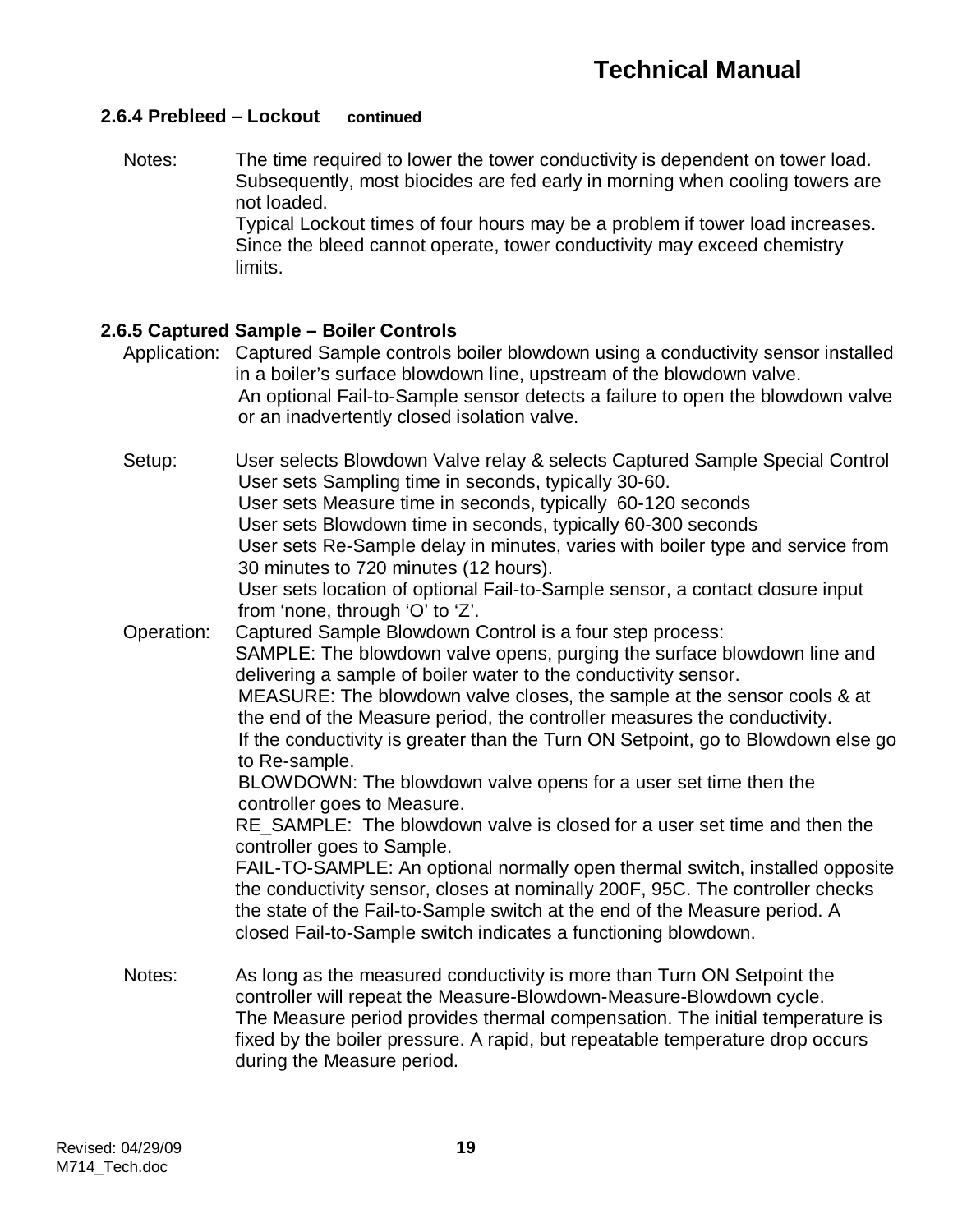### 2.6.4 Prebleed – Lockout continued

Notes: The time required to lower the tower conductivity is dependent on tower load. Subsequently, most biocides are fed early in morning when cooling towers are not loaded.
Typical Lockout times of four hours may be a problem if tower load increases. Since the bleed cannot operate, tower conductivity may exceed chemistry limits.

### 2.6.5 Captured Sample – Boiler Controls

Application: Captured Sample controls boiler blowdown using a conductivity sensor installed in a boiler's surface blowdown line, upstream of the blowdown valve.
An optional Fail-to-Sample sensor detects a failure to open the blowdown valve or an inadvertently closed isolation valve.

Setup: User selects Blowdown Valve relay & selects Captured Sample Special Control
User sets Sampling time in seconds, typically 30-60.
User sets Measure time in seconds, typically 60-120 seconds
User sets Blowdown time in seconds, typically 60-300 seconds
User sets Re-Sample delay in minutes, varies with boiler type and service from 30 minutes to 720 minutes (12 hours).
User sets location of optional Fail-to-Sample sensor, a contact closure input from 'none, through 'O' to 'Z'.

Operation: Captured Sample Blowdown Control is a four step process:
SAMPLE: The blowdown valve opens, purging the surface blowdown line and delivering a sample of boiler water to the conductivity sensor.
MEASURE: The blowdown valve closes, the sample at the sensor cools & at the end of the Measure period, the controller measures the conductivity.
If the conductivity is greater than the Turn ON Setpoint, go to Blowdown else go to Re-sample.
BLOWDOWN: The blowdown valve opens for a user set time then the controller goes to Measure.
RE_SAMPLE: The blowdown valve is closed for a user set time and then the controller goes to Sample.
FAIL-TO-SAMPLE: An optional normally open thermal switch, installed opposite the conductivity sensor, closes at nominally 200F, 95C. The controller checks the state of the Fail-to-Sample switch at the end of the Measure period. A closed Fail-to-Sample switch indicates a functioning blowdown.

Notes: As long as the measured conductivity is more than Turn ON Setpoint the controller will repeat the Measure-Blowdown-Measure-Blowdown cycle.
The Measure period provides thermal compensation. The initial temperature is fixed by the boiler pressure. A rapid, but repeatable temperature drop occurs during the Measure period.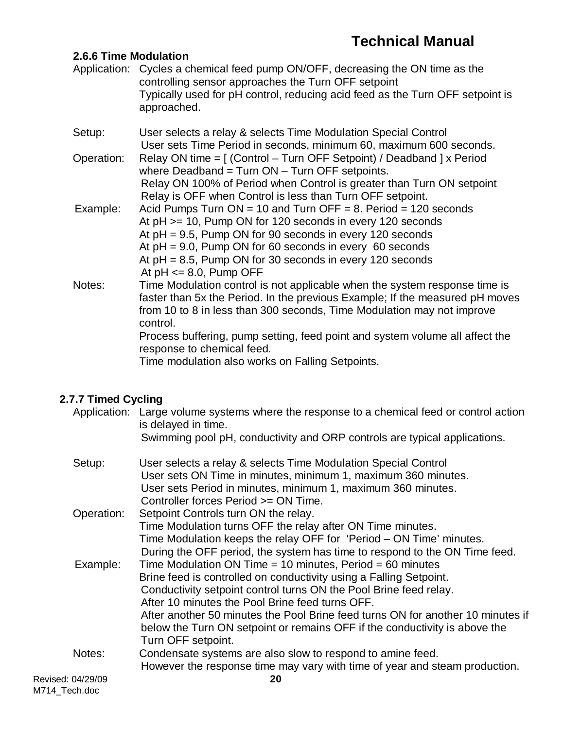### 2.6.6 Time Modulation

Application: Cycles a chemical feed pump ON/OFF, decreasing the ON time as the controlling sensor approaches the Turn OFF setpoint
Typically used for pH control, reducing acid feed as the Turn OFF setpoint is approached.

Setup: User selects a relay & selects Time Modulation Special Control
User sets Time Period in seconds, minimum 60, maximum 600 seconds.

Operation: Relay ON time = [ (Control – Turn OFF Setpoint) / Deadband ] x Period
where Deadband = Turn ON – Turn OFF setpoints.
Relay ON 100% of Period when Control is greater than Turn ON setpoint
Relay is OFF when Control is less than Turn OFF setpoint.

Example: Acid Pumps Turn ON = 10 and Turn OFF = 8. Period = 120 seconds
At pH >= 10, Pump ON for 120 seconds in every 120 seconds
At pH = 9.5, Pump ON for 90 seconds in every 120 seconds
At pH = 9.0, Pump ON for 60 seconds in every 60 seconds
At pH = 8.5, Pump ON for 30 seconds in every 120 seconds
At pH <= 8.0, Pump OFF

Notes: Time Modulation control is not applicable when the system response time is faster than 5x the Period. In the previous Example; If the measured pH moves from 10 to 8 in less than 300 seconds, Time Modulation may not improve control.
Process buffering, pump setting, feed point and system volume all affect the response to chemical feed.
Time modulation also works on Falling Setpoints.

### 2.7.7 Timed Cycling

Application: Large volume systems where the response to a chemical feed or control action is delayed in time.
Swimming pool pH, conductivity and ORP controls are typical applications.

Setup: User selects a relay & selects Time Modulation Special Control
User sets ON Time in minutes, minimum 1, maximum 360 minutes.
User sets Period in minutes, minimum 1, maximum 360 minutes.
Controller forces Period >= ON Time.

Operation: Setpoint Controls turn ON the relay.
Time Modulation turns OFF the relay after ON Time minutes.
Time Modulation keeps the relay OFF for 'Period – ON Time' minutes.
During the OFF period, the system has time to respond to the ON Time feed.

Example: Time Modulation ON Time = 10 minutes, Period = 60 minutes
Brine feed is controlled on conductivity using a Falling Setpoint.
Conductivity setpoint control turns ON the Pool Brine feed relay.
After 10 minutes the Pool Brine feed turns OFF.
After another 50 minutes the Pool Brine feed turns ON for another 10 minutes if below the Turn ON setpoint or remains OFF if the conductivity is above the Turn OFF setpoint.

Notes: Condensate systems are also slow to respond to amine feed.
However the response time may vary with time of year and steam production.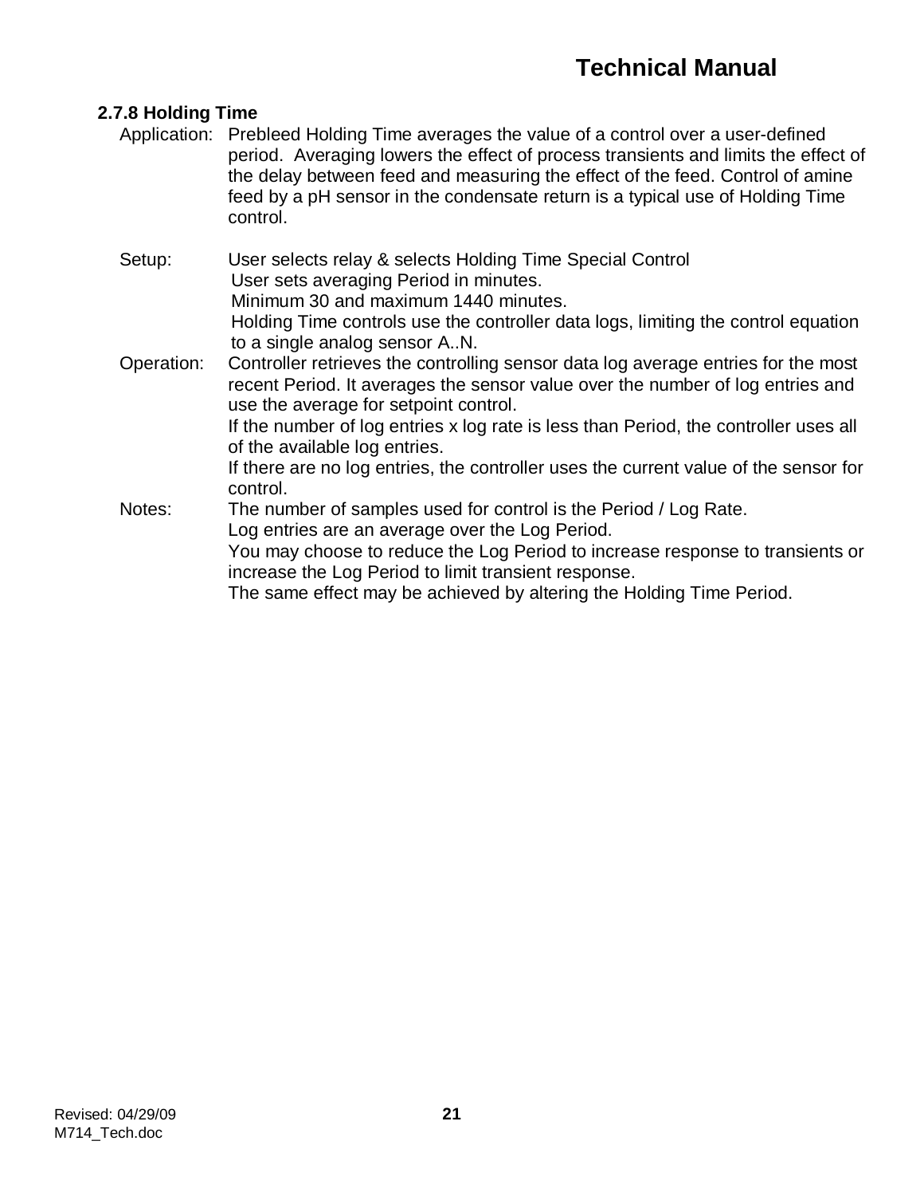### 2.7.8 Holding Time

**Application:** Prebleed Holding Time averages the value of a control over a user-defined period. Averaging lowers the effect of process transients and limits the effect of the delay between feed and measuring the effect of the feed. Control of amine feed by a pH sensor in the condensate return is a typical use of Holding Time control.

**Setup:** User selects relay & selects Holding Time Special Control
User sets averaging Period in minutes.
Minimum 30 and maximum 1440 minutes.
Holding Time controls use the controller data logs, limiting the control equation to a single analog sensor A..N.

**Operation:** Controller retrieves the controlling sensor data log average entries for the most recent Period. It averages the sensor value over the number of log entries and use the average for setpoint control.
If the number of log entries x log rate is less than Period, the controller uses all of the available log entries.
If there are no log entries, the controller uses the current value of the sensor for control.

**Notes:** The number of samples used for control is the Period / Log Rate.
Log entries are an average over the Log Period.
You may choose to reduce the Log Period to increase response to transients or increase the Log Period to limit transient response.
The same effect may be achieved by altering the Holding Time Period.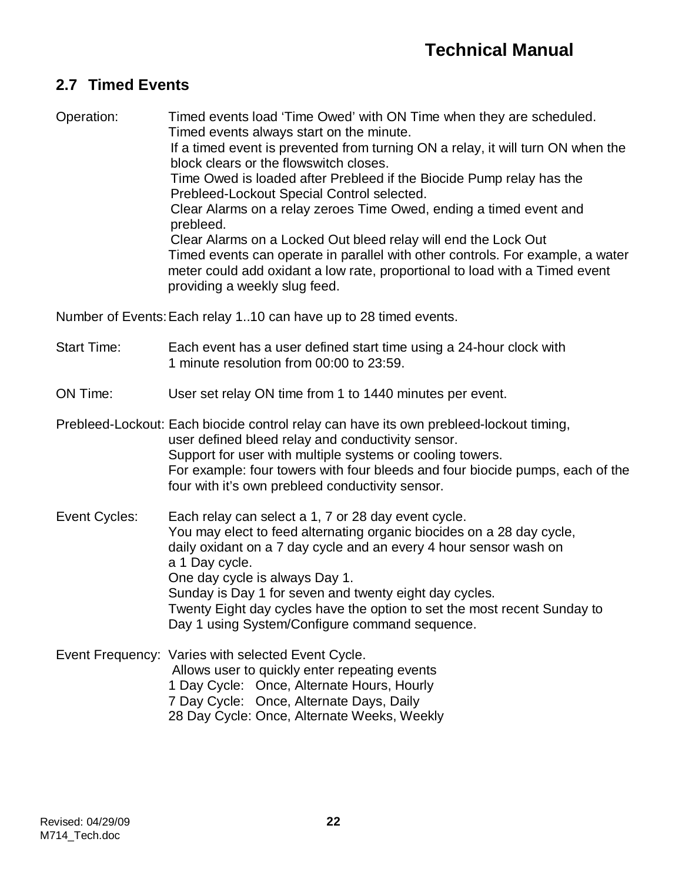## 2.7 Timed Events

Operation: Timed events load 'Time Owed' with ON Time when they are scheduled.
Timed events always start on the minute.
If a timed event is prevented from turning ON a relay, it will turn ON when the block clears or the flowswitch closes.
Time Owed is loaded after Prebleed if the Biocide Pump relay has the Prebleed-Lockout Special Control selected.
Clear Alarms on a relay zeroes Time Owed, ending a timed event and prebleed.
Clear Alarms on a Locked Out bleed relay will end the Lock Out
Timed events can operate in parallel with other controls. For example, a water meter could add oxidant a low rate, proportional to load with a Timed event providing a weekly slug feed.

Number of Events: Each relay 1..10 can have up to 28 timed events.

Start Time: Each event has a user defined start time using a 24-hour clock with 1 minute resolution from 00:00 to 23:59.

ON Time: User set relay ON time from 1 to 1440 minutes per event.

Prebleed-Lockout: Each biocide control relay can have its own prebleed-lockout timing, user defined bleed relay and conductivity sensor.
Support for user with multiple systems or cooling towers.
For example: four towers with four bleeds and four biocide pumps, each of the four with it's own prebleed conductivity sensor.

Event Cycles: Each relay can select a 1, 7 or 28 day event cycle.
You may elect to feed alternating organic biocides on a 28 day cycle, daily oxidant on a 7 day cycle and an every 4 hour sensor wash on a 1 Day cycle.
One day cycle is always Day 1.
Sunday is Day 1 for seven and twenty eight day cycles.
Twenty Eight day cycles have the option to set the most recent Sunday to Day 1 using System/Configure command sequence.

Event Frequency: Varies with selected Event Cycle.
Allows user to quickly enter repeating events
1 Day Cycle: Once, Alternate Hours, Hourly
7 Day Cycle: Once, Alternate Days, Daily
28 Day Cycle: Once, Alternate Weeks, Weekly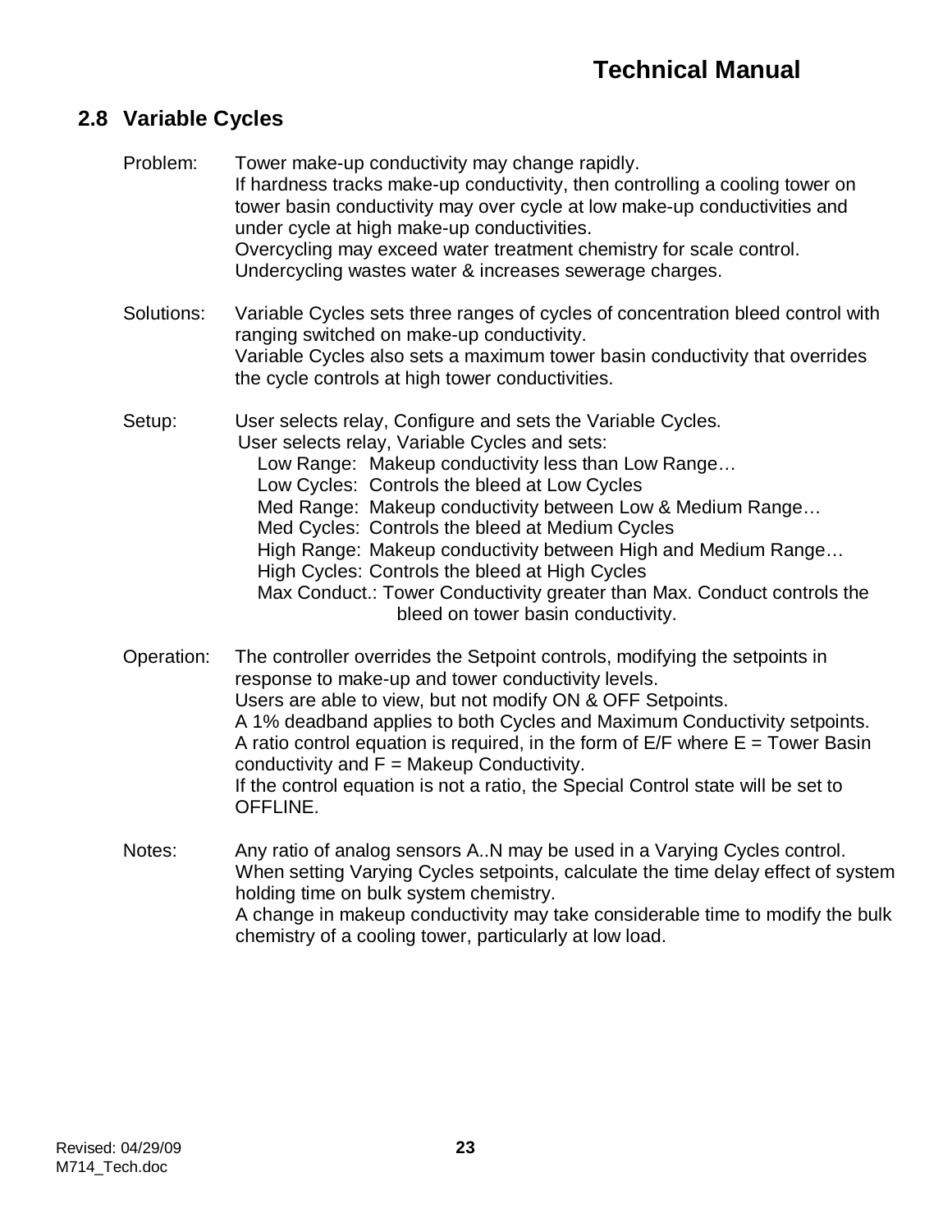## 2.8 Variable Cycles

Problem: Tower make-up conductivity may change rapidly.
If hardness tracks make-up conductivity, then controlling a cooling tower on tower basin conductivity may over cycle at low make-up conductivities and under cycle at high make-up conductivities.
Overcycling may exceed water treatment chemistry for scale control.
Undercycling wastes water & increases sewerage charges.

Solutions: Variable Cycles sets three ranges of cycles of concentration bleed control with ranging switched on make-up conductivity.
Variable Cycles also sets a maximum tower basin conductivity that overrides the cycle controls at high tower conductivities.

Setup: User selects relay, Configure and sets the Variable Cycles.
User selects relay, Variable Cycles and sets:
- Low Range: Makeup conductivity less than Low Range…
- Low Cycles: Controls the bleed at Low Cycles
- Med Range: Makeup conductivity between Low & Medium Range…
- Med Cycles: Controls the bleed at Medium Cycles
- High Range: Makeup conductivity between High and Medium Range…
- High Cycles: Controls the bleed at High Cycles
- Max Conduct.: Tower Conductivity greater than Max. Conduct controls the bleed on tower basin conductivity.

Operation: The controller overrides the Setpoint controls, modifying the setpoints in response to make-up and tower conductivity levels.
Users are able to view, but not modify ON & OFF Setpoints.
A 1% deadband applies to both Cycles and Maximum Conductivity setpoints.
A ratio control equation is required, in the form of E/F where E = Tower Basin conductivity and F = Makeup Conductivity.
If the control equation is not a ratio, the Special Control state will be set to OFFLINE.

Notes: Any ratio of analog sensors A..N may be used in a Varying Cycles control.
When setting Varying Cycles setpoints, calculate the time delay effect of system holding time on bulk system chemistry.
A change in makeup conductivity may take considerable time to modify the bulk chemistry of a cooling tower, particularly at low load.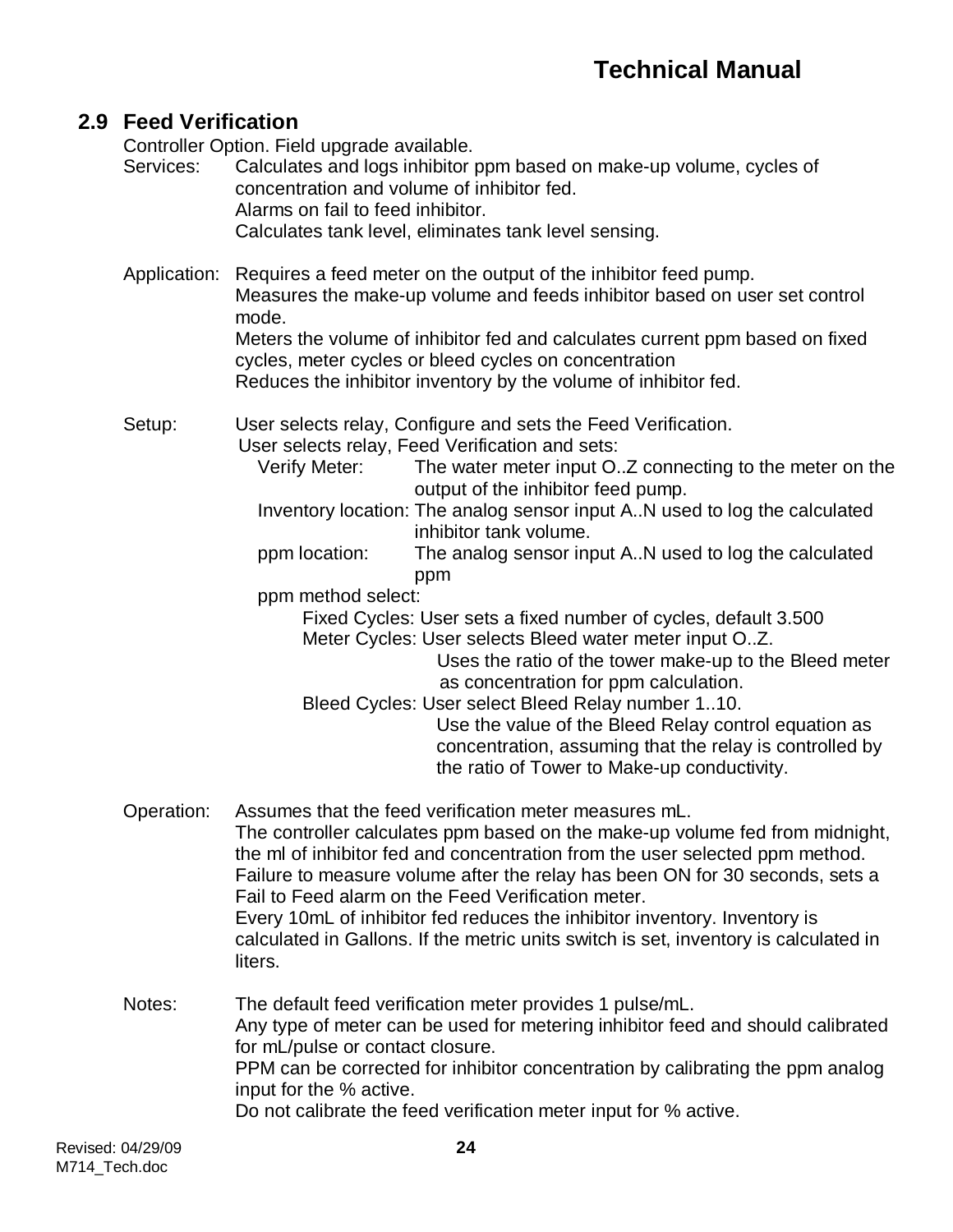## 2.9 Feed Verification

Controller Option. Field upgrade available.

Services: Calculates and logs inhibitor ppm based on make-up volume, cycles of concentration and volume of inhibitor fed.
Alarms on fail to feed inhibitor.
Calculates tank level, eliminates tank level sensing.

Application: Requires a feed meter on the output of the inhibitor feed pump.
Measures the make-up volume and feeds inhibitor based on user set control mode.
Meters the volume of inhibitor fed and calculates current ppm based on fixed cycles, meter cycles or bleed cycles on concentration
Reduces the inhibitor inventory by the volume of inhibitor fed.

Setup: User selects relay, Configure and sets the Feed Verification.
User selects relay, Feed Verification and sets:

- Verify Meter: The water meter input O..Z connecting to the meter on the output of the inhibitor feed pump.
- Inventory location: The analog sensor input A..N used to log the calculated inhibitor tank volume.
- ppm location: The analog sensor input A..N used to log the calculated ppm
- ppm method select:
  - Fixed Cycles: User sets a fixed number of cycles, default 3.500
  - Meter Cycles: User selects Bleed water meter input O..Z.
    Uses the ratio of the tower make-up to the Bleed meter as concentration for ppm calculation.
  - Bleed Cycles: User select Bleed Relay number 1..10.
    Use the value of the Bleed Relay control equation as concentration, assuming that the relay is controlled by the ratio of Tower to Make-up conductivity.

Operation: Assumes that the feed verification meter measures mL.
The controller calculates ppm based on the make-up volume fed from midnight, the ml of inhibitor fed and concentration from the user selected ppm method.
Failure to measure volume after the relay has been ON for 30 seconds, sets a Fail to Feed alarm on the Feed Verification meter.
Every 10mL of inhibitor fed reduces the inhibitor inventory. Inventory is calculated in Gallons. If the metric units switch is set, inventory is calculated in liters.

Notes: The default feed verification meter provides 1 pulse/mL.
Any type of meter can be used for metering inhibitor feed and should calibrated for mL/pulse or contact closure.
PPM can be corrected for inhibitor concentration by calibrating the ppm analog input for the % active.
Do not calibrate the feed verification meter input for % active.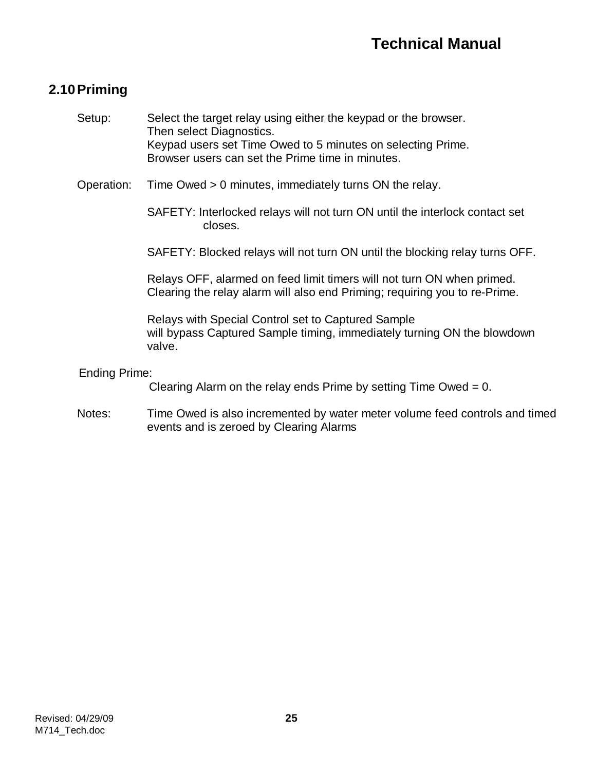## 2.10 Priming

Setup: Select the target relay using either the keypad or the browser.
Then select Diagnostics.
Keypad users set Time Owed to 5 minutes on selecting Prime.
Browser users can set the Prime time in minutes.

Operation: Time Owed > 0 minutes, immediately turns ON the relay.

SAFETY: Interlocked relays will not turn ON until the interlock contact set closes.

SAFETY: Blocked relays will not turn ON until the blocking relay turns OFF.

Relays OFF, alarmed on feed limit timers will not turn ON when primed.
Clearing the relay alarm will also end Priming; requiring you to re-Prime.

Relays with Special Control set to Captured Sample
will bypass Captured Sample timing, immediately turning ON the blowdown valve.

Ending Prime:
Clearing Alarm on the relay ends Prime by setting Time Owed = 0.

Notes: Time Owed is also incremented by water meter volume feed controls and timed events and is zeroed by Clearing Alarms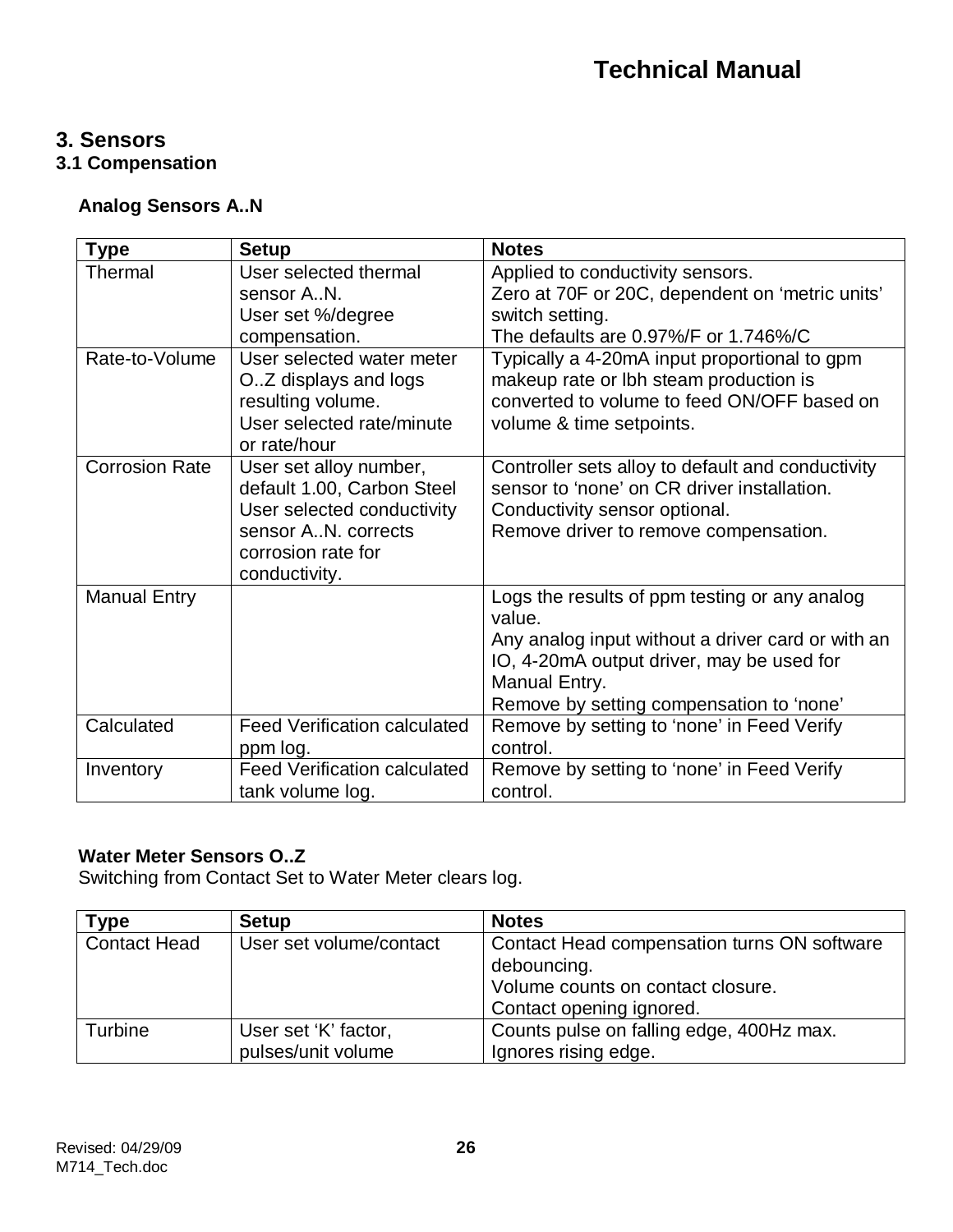# 3. Sensors

## 3.1 Compensation

### Analog Sensors A..N

| Type | Setup | Notes |
|---|---|---|
| Thermal | User selected thermal sensor A..N.<br>User set %/degree compensation. | Applied to conductivity sensors.<br>Zero at 70F or 20C, dependent on 'metric units' switch setting.<br>The defaults are 0.97%/F or 1.746%/C |
| Rate-to-Volume | User selected water meter O..Z displays and logs resulting volume.<br>User selected rate/minute or rate/hour | Typically a 4-20mA input proportional to gpm makeup rate or lbh steam production is converted to volume to feed ON/OFF based on volume & time setpoints. |
| Corrosion Rate | User set alloy number, default 1.00, Carbon Steel<br>User selected conductivity sensor A..N. corrects corrosion rate for conductivity. | Controller sets alloy to default and conductivity sensor to 'none' on CR driver installation.<br>Conductivity sensor optional.<br>Remove driver to remove compensation. |
| Manual Entry | | Logs the results of ppm testing or any analog value.<br>Any analog input without a driver card or with an IO, 4-20mA output driver, may be used for Manual Entry.<br>Remove by setting compensation to 'none' |
| Calculated | Feed Verification calculated ppm log. | Remove by setting to 'none' in Feed Verify control. |
| Inventory | Feed Verification calculated tank volume log. | Remove by setting to 'none' in Feed Verify control. |

### Water Meter Sensors O..Z

Switching from Contact Set to Water Meter clears log.

| Type | Setup | Notes |
|---|---|---|
| Contact Head | User set volume/contact | Contact Head compensation turns ON software debouncing.<br>Volume counts on contact closure.<br>Contact opening ignored. |
| Turbine | User set 'K' factor, pulses/unit volume | Counts pulse on falling edge, 400Hz max.<br>Ignores rising edge. |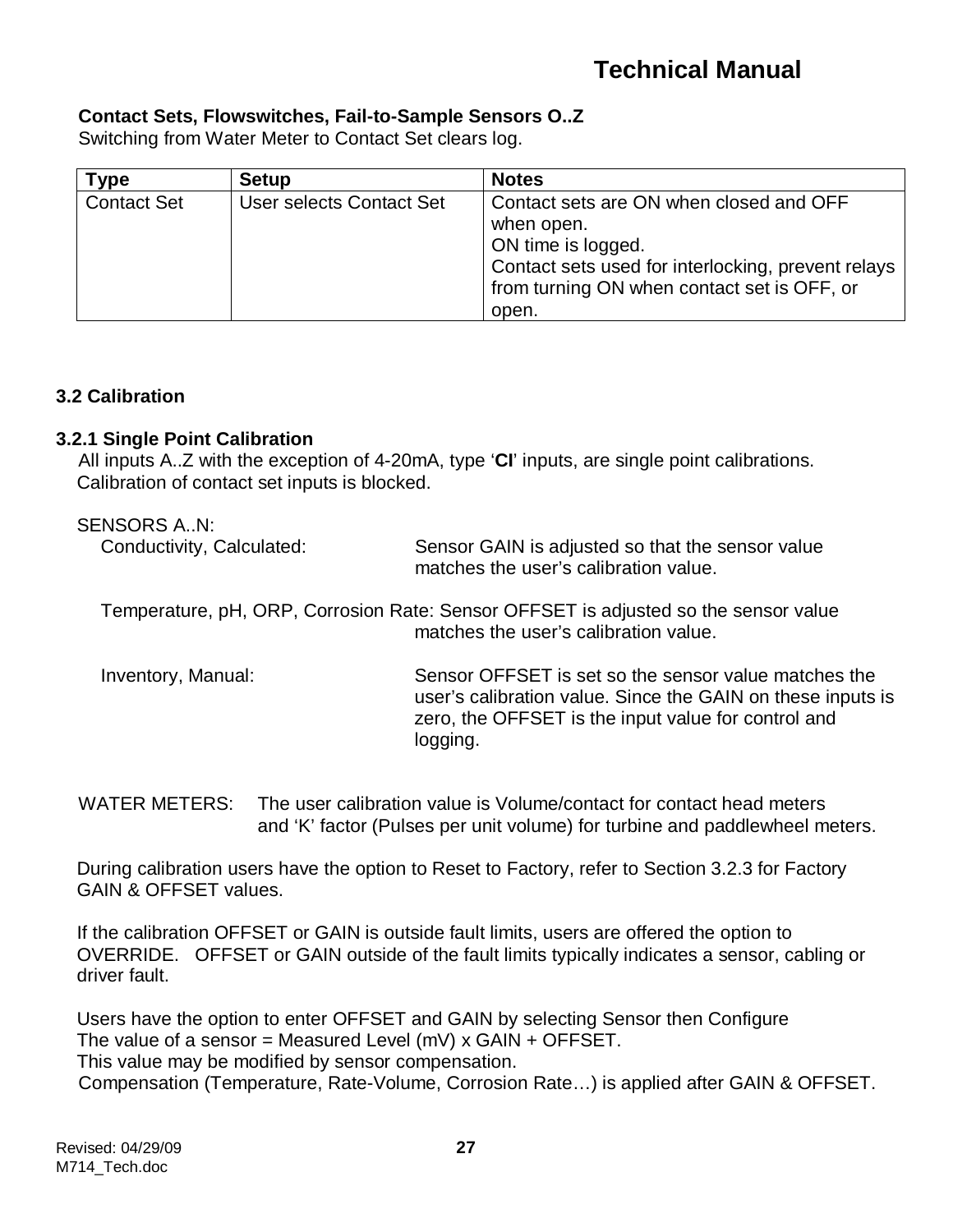**Contact Sets, Flowswitches, Fail-to-Sample Sensors O..Z**
Switching from Water Meter to Contact Set clears log.

| Type | Setup | Notes |
|---|---|---|
| Contact Set | User selects Contact Set | Contact sets are ON when closed and OFF when open.<br>ON time is logged.<br>Contact sets used for interlocking, prevent relays from turning ON when contact set is OFF, or open. |

## 3.2 Calibration

### 3.2.1 Single Point Calibration

All inputs A..Z with the exception of 4-20mA, type '**CI**' inputs, are single point calibrations.
Calibration of contact set inputs is blocked.

SENSORS A..N:

Conductivity, Calculated: Sensor GAIN is adjusted so that the sensor value matches the user's calibration value.

Temperature, pH, ORP, Corrosion Rate: Sensor OFFSET is adjusted so the sensor value matches the user's calibration value.

Inventory, Manual: Sensor OFFSET is set so the sensor value matches the user's calibration value. Since the GAIN on these inputs is zero, the OFFSET is the input value for control and logging.

WATER METERS: The user calibration value is Volume/contact for contact head meters and 'K' factor (Pulses per unit volume) for turbine and paddlewheel meters.

During calibration users have the option to Reset to Factory, refer to Section 3.2.3 for Factory GAIN & OFFSET values.

If the calibration OFFSET or GAIN is outside fault limits, users are offered the option to OVERRIDE. OFFSET or GAIN outside of the fault limits typically indicates a sensor, cabling or driver fault.

Users have the option to enter OFFSET and GAIN by selecting Sensor then Configure
The value of a sensor = Measured Level (mV) x GAIN + OFFSET.
This value may be modified by sensor compensation.
Compensation (Temperature, Rate-Volume, Corrosion Rate…) is applied after GAIN & OFFSET.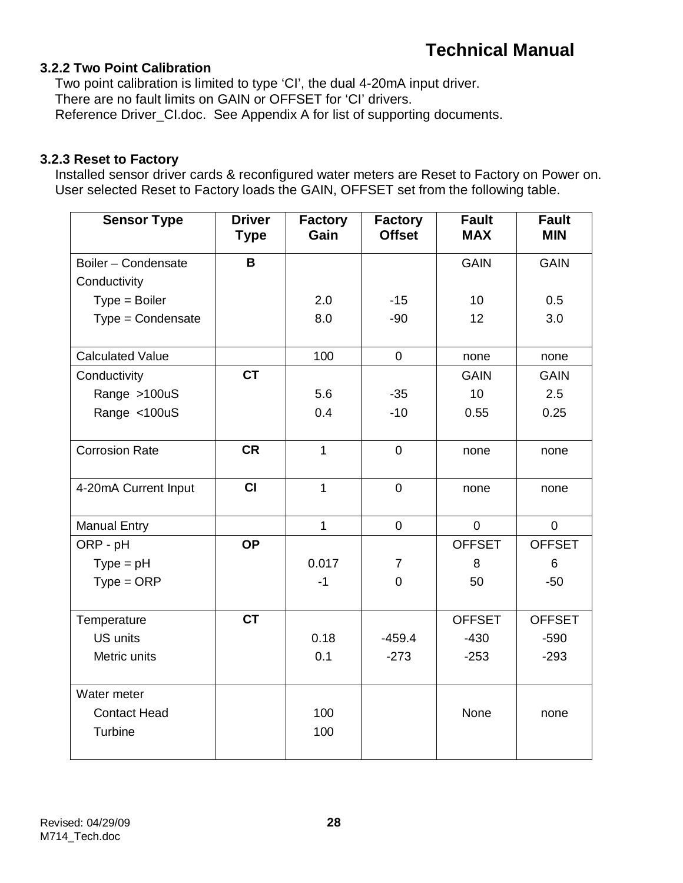### 3.2.2 Two Point Calibration

Two point calibration is limited to type 'CI', the dual 4-20mA input driver.
There are no fault limits on GAIN or OFFSET for 'CI' drivers.
Reference Driver_CI.doc. See Appendix A for list of supporting documents.

### 3.2.3 Reset to Factory

Installed sensor driver cards & reconfigured water meters are Reset to Factory on Power on.
User selected Reset to Factory loads the GAIN, OFFSET set from the following table.

| Sensor Type | Driver Type | Factory Gain | Factory Offset | Fault MAX | Fault MIN |
|---|---|---|---|---|---|
| Boiler – Condensate Conductivity | **B** | | | GAIN | GAIN |
| Type = Boiler | | 2.0 | -15 | 10 | 0.5 |
| Type = Condensate | | 8.0 | -90 | 12 | 3.0 |
| Calculated Value | | 100 | 0 | none | none |
| Conductivity | **CT** | | | GAIN | GAIN |
| Range >100uS | | 5.6 | -35 | 10 | 2.5 |
| Range <100uS | | 0.4 | -10 | 0.55 | 0.25 |
| Corrosion Rate | **CR** | 1 | 0 | none | none |
| 4-20mA Current Input | **CI** | 1 | 0 | none | none |
| Manual Entry | | 1 | 0 | 0 | 0 |
| ORP - pH | **OP** | | | OFFSET | OFFSET |
| Type = pH | | 0.017 | 7 | 8 | 6 |
| Type = ORP | | -1 | 0 | 50 | -50 |
| Temperature | **CT** | | | OFFSET | OFFSET |
| US units | | 0.18 | -459.4 | -430 | -590 |
| Metric units | | 0.1 | -273 | -253 | -293 |
| Water meter | | | | | |
| Contact Head | | 100 | | None | none |
| Turbine | | 100 | | | |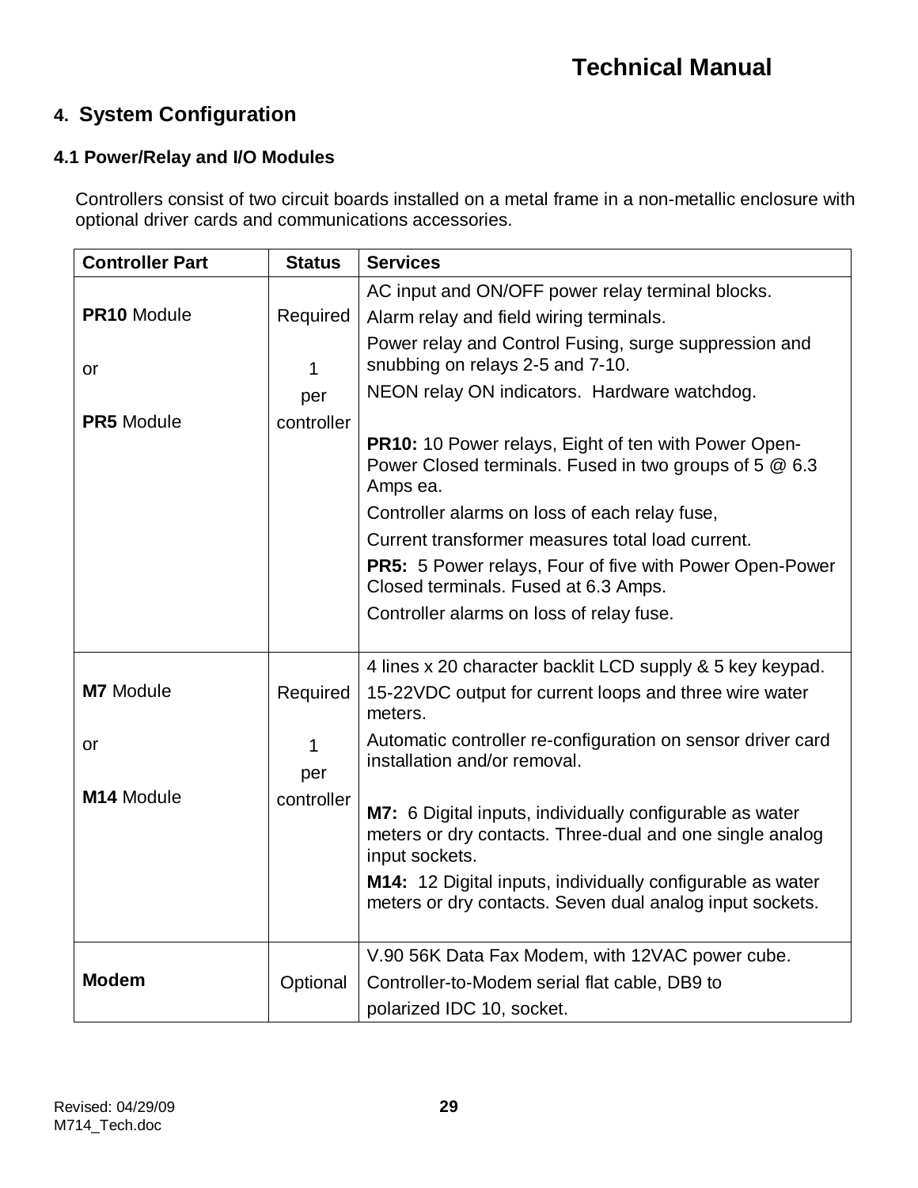## 4. System Configuration

### 4.1 Power/Relay and I/O Modules

Controllers consist of two circuit boards installed on a metal frame in a non-metallic enclosure with optional driver cards and communications accessories.

| Controller Part | Status | Services |
|---|---|---|
| **PR10** Module<br><br>or<br><br>**PR5** Module | Required<br><br>1<br>per<br>controller | AC input and ON/OFF power relay terminal blocks.<br>Alarm relay and field wiring terminals.<br>Power relay and Control Fusing, surge suppression and snubbing on relays 2-5 and 7-10.<br>NEON relay ON indicators. Hardware watchdog.<br><br>**PR10:** 10 Power relays, Eight of ten with Power Open-Power Closed terminals. Fused in two groups of 5 @ 6.3 Amps ea.<br>Controller alarms on loss of each relay fuse,<br>Current transformer measures total load current.<br>**PR5:** 5 Power relays, Four of five with Power Open-Power Closed terminals. Fused at 6.3 Amps.<br>Controller alarms on loss of relay fuse. |
| **M7** Module<br><br>or<br><br>**M14** Module | Required<br><br>1<br>per<br>controller | 4 lines x 20 character backlit LCD supply & 5 key keypad.<br>15-22VDC output for current loops and three wire water meters.<br>Automatic controller re-configuration on sensor driver card installation and/or removal.<br><br>**M7:** 6 Digital inputs, individually configurable as water meters or dry contacts. Three-dual and one single analog input sockets.<br>**M14:** 12 Digital inputs, individually configurable as water meters or dry contacts. Seven dual analog input sockets. |
| **Modem** | Optional | V.90 56K Data Fax Modem, with 12VAC power cube.<br>Controller-to-Modem serial flat cable, DB9 to<br>polarized IDC 10, socket. |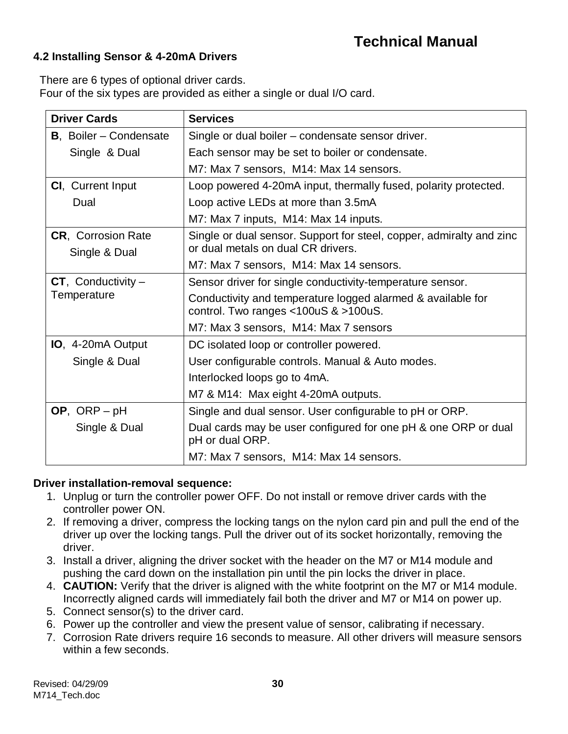## 4.2 Installing Sensor & 4-20mA Drivers

There are 6 types of optional driver cards.
Four of the six types are provided as either a single or dual I/O card.

| Driver Cards | Services |
|---|---|
| **B**, Boiler – Condensate<br>Single & Dual | Single or dual boiler – condensate sensor driver.<br>Each sensor may be set to boiler or condensate.<br>M7: Max 7 sensors, M14: Max 14 sensors. |
| **CI**, Current Input<br>Dual | Loop powered 4-20mA input, thermally fused, polarity protected.<br>Loop active LEDs at more than 3.5mA<br>M7: Max 7 inputs, M14: Max 14 inputs. |
| **CR**, Corrosion Rate<br>Single & Dual | Single or dual sensor. Support for steel, copper, admiralty and zinc or dual metals on dual CR drivers.<br>M7: Max 7 sensors, M14: Max 14 sensors. |
| **CT**, Conductivity – Temperature | Sensor driver for single conductivity-temperature sensor.<br>Conductivity and temperature logged alarmed & available for control. Two ranges <100uS & >100uS.<br>M7: Max 3 sensors, M14: Max 7 sensors |
| **IO**, 4-20mA Output<br>Single & Dual | DC isolated loop or controller powered.<br>User configurable controls. Manual & Auto modes.<br>Interlocked loops go to 4mA.<br>M7 & M14: Max eight 4-20mA outputs. |
| **OP**, ORP – pH<br>Single & Dual | Single and dual sensor. User configurable to pH or ORP.<br>Dual cards may be user configured for one pH & one ORP or dual pH or dual ORP.<br>M7: Max 7 sensors, M14: Max 14 sensors. |

**Driver installation-removal sequence:**

1. Unplug or turn the controller power OFF. Do not install or remove driver cards with the controller power ON.
2. If removing a driver, compress the locking tangs on the nylon card pin and pull the end of the driver up over the locking tangs. Pull the driver out of its socket horizontally, removing the driver.
3. Install a driver, aligning the driver socket with the header on the M7 or M14 module and pushing the card down on the installation pin until the pin locks the driver in place.
4. **CAUTION:** Verify that the driver is aligned with the white footprint on the M7 or M14 module. Incorrectly aligned cards will immediately fail both the driver and M7 or M14 on power up.
5. Connect sensor(s) to the driver card.
6. Power up the controller and view the present value of sensor, calibrating if necessary.
7. Corrosion Rate drivers require 16 seconds to measure. All other drivers will measure sensors within a few seconds.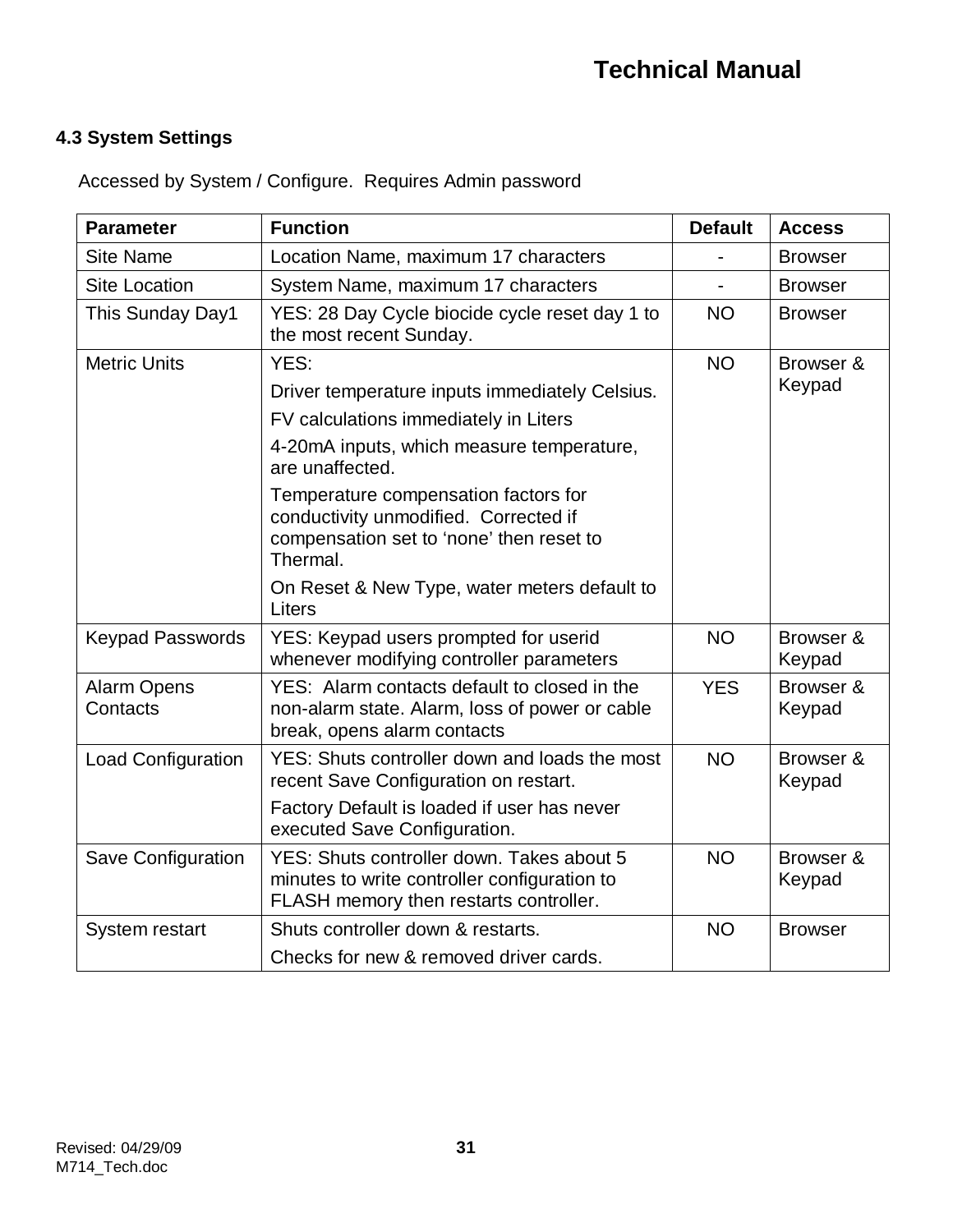### 4.3 System Settings

Accessed by System / Configure. Requires Admin password

| Parameter | Function | Default | Access |
|---|---|---|---|
| Site Name | Location Name, maximum 17 characters | - | Browser |
| Site Location | System Name, maximum 17 characters | - | Browser |
| This Sunday Day1 | YES: 28 Day Cycle biocide cycle reset day 1 to the most recent Sunday. | NO | Browser |
| Metric Units | YES:<br>Driver temperature inputs immediately Celsius.<br>FV calculations immediately in Liters<br>4-20mA inputs, which measure temperature, are unaffected.<br>Temperature compensation factors for conductivity unmodified. Corrected if compensation set to 'none' then reset to Thermal.<br>On Reset & New Type, water meters default to Liters | NO | Browser & Keypad |
| Keypad Passwords | YES: Keypad users prompted for userid whenever modifying controller parameters | NO | Browser & Keypad |
| Alarm Opens Contacts | YES: Alarm contacts default to closed in the non-alarm state. Alarm, loss of power or cable break, opens alarm contacts | YES | Browser & Keypad |
| Load Configuration | YES: Shuts controller down and loads the most recent Save Configuration on restart.<br>Factory Default is loaded if user has never executed Save Configuration. | NO | Browser & Keypad |
| Save Configuration | YES: Shuts controller down. Takes about 5 minutes to write controller configuration to FLASH memory then restarts controller. | NO | Browser & Keypad |
| System restart | Shuts controller down & restarts.<br>Checks for new & removed driver cards. | NO | Browser |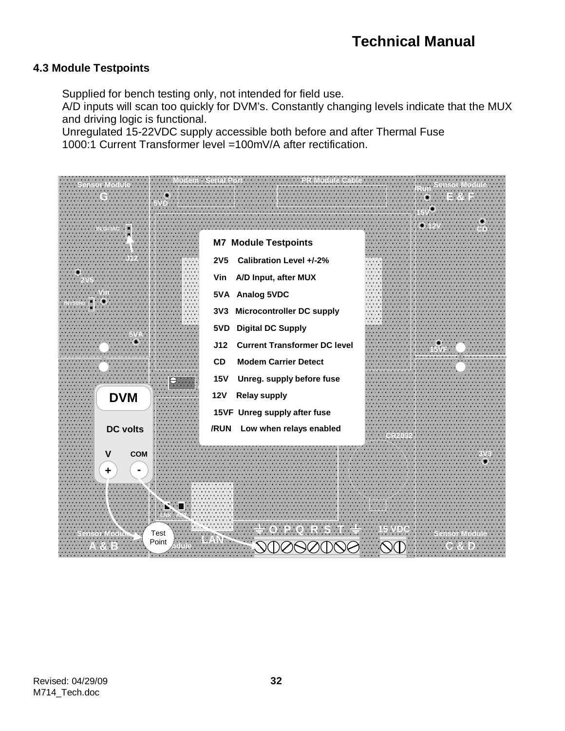## 4.3 Module Testpoints

Supplied for bench testing only, not intended for field use.
A/D inputs will scan too quickly for DVM's. Constantly changing levels indicate that the MUX and driving logic is functional.
Unregulated 15-22VDC supply accessible both before and after Thermal Fuse
1000:1 Current Transformer level =100mV/A after rectification.

**M7 Module Testpoints**

| Testpoint | Description |
|---|---|
| 2V5 | Calibration Level +/-2% |
| Vin | A/D Input, after MUX |
| 5VA | Analog 5VDC |
| 3V3 | Microcontroller DC supply |
| 5VD | Digital DC Supply |
| J12 | Current Transformer DC level |
| CD | Modem Carrier Detect |
| 15V | Unreg. supply before fuse |
| 12V | Relay supply |
| 15VF | Unreg supply after fuse |
| /RUN | Low when relays enabled |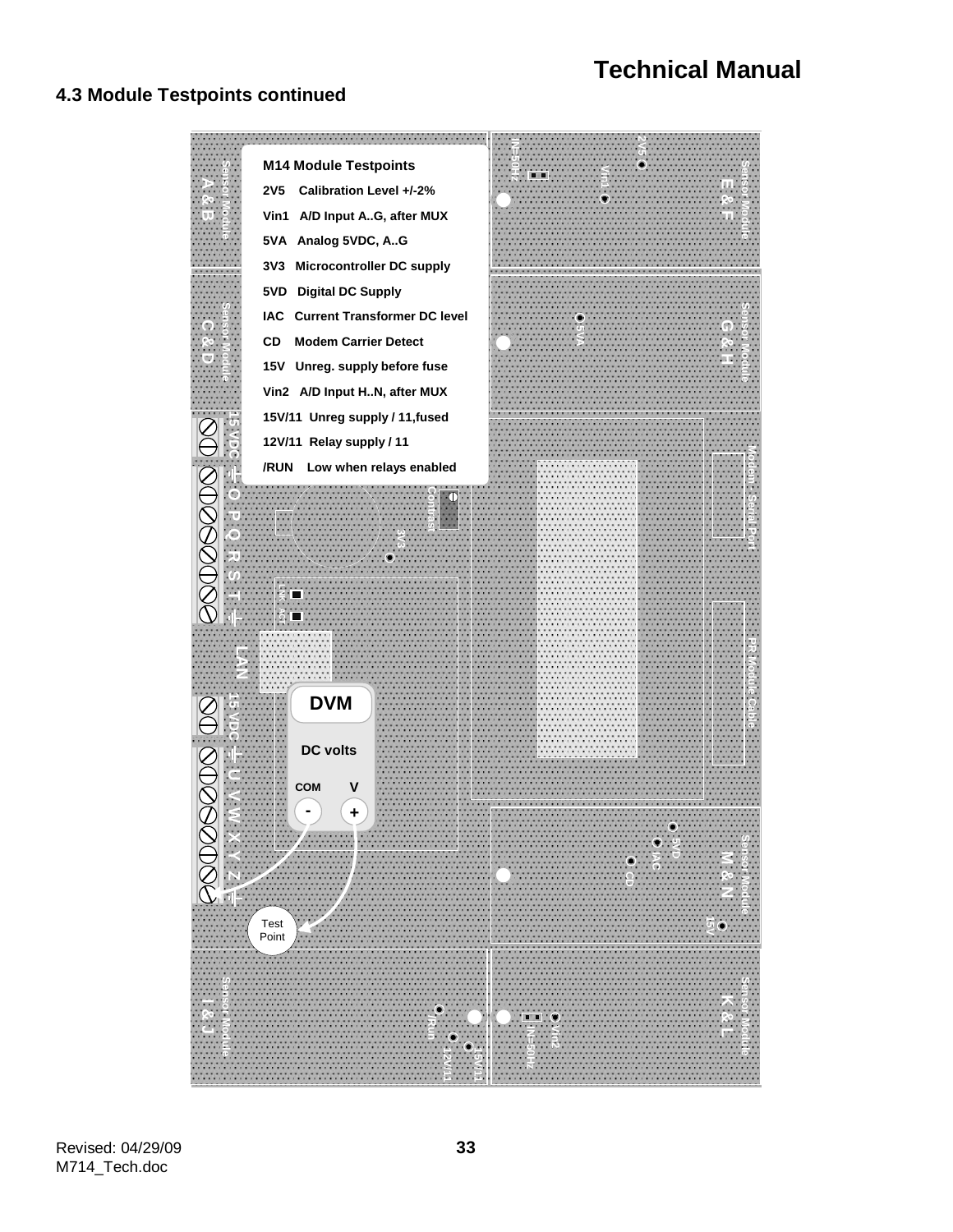## 4.3 Module Testpoints continued

**M14 Module Testpoints**

- **2V5 Calibration Level +/-2%**
- **Vin1 A/D Input A..G, after MUX**
- **5VA Analog 5VDC, A..G**
- **3V3 Microcontroller DC supply**
- **5VD Digital DC Supply**
- **IAC Current Transformer DC level**
- **CD Modem Carrier Detect**
- **15V Unreg. supply before fuse**
- **Vin2 A/D Input H..N, after MUX**
- **15V/11 Unreg supply / 11,fused**
- **12V/11 Relay supply / 11**
- **/RUN Low when relays enabled**

**DVM**

**DC volts**

**COM** - **V** +

Test Point

Sensor Module A & B

Sensor Module C & D

Sensor Module E & F

Sensor Module G & H

Sensor Module I & J

Sensor Module K & L

Sensor Module M & N

15 VDC ⏚ O P Q R S T ⏚

LAN

15 VDC ⏚ U V W X Y Z ⏚

Modem - Serial Port

PR Module Cable

Contrast

3V3

5VA

Vin1

2V5

N=50Hz

5VD

IAC

CD

15V

/Run

12V/11

15V/11

Vin2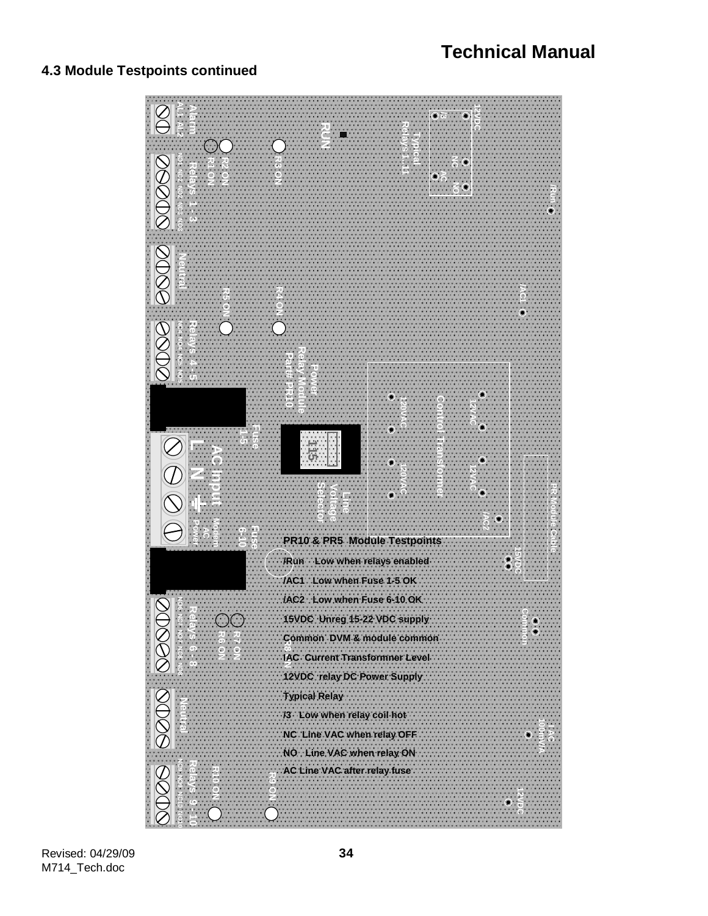## 4.3 Module Testpoints continued

**PR10 & PR5 Module Testpoints**

/Run Low when relays enabled

/AC1 Low when Fuse 1-5 OK

/AC2 Low when Fuse 6-10 OK

15VDC Unreg 15-22 VDC supply

Common DVM & module common

IAC Current Transformner Level

12VDC relay DC Power Supply

Typical Relay

/3 Low when relay coil hot

NC Line VAC when relay OFF

NO Line VAC when relay ON

AC Line VAC after relay fuse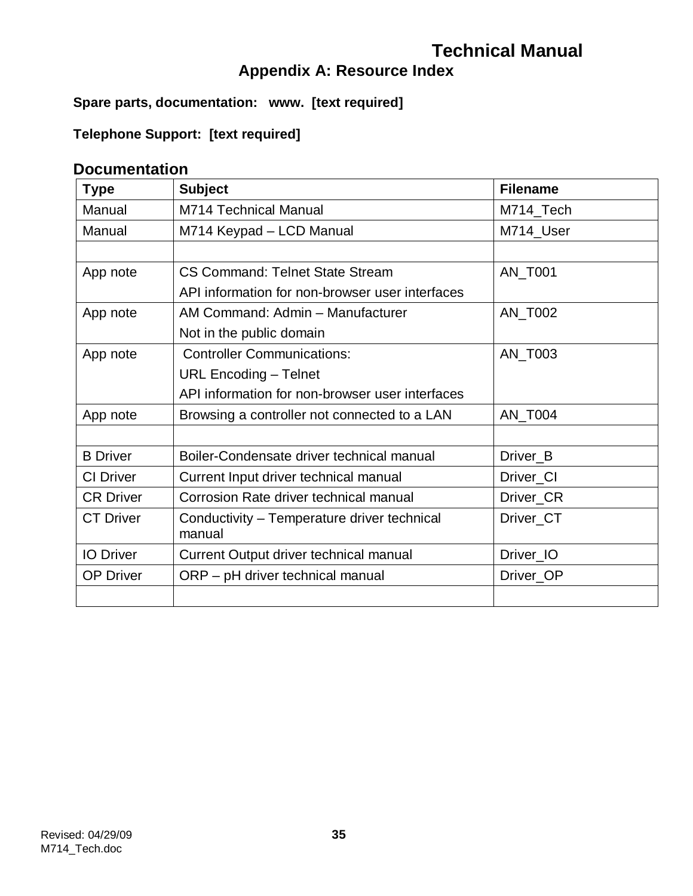## Appendix A: Resource Index

**Spare parts, documentation: www. [text required]**

**Telephone Support: [text required]**

### Documentation

| Type | Subject | Filename |
|---|---|---|
| Manual | M714 Technical Manual | M714_Tech |
| Manual | M714 Keypad – LCD Manual | M714_User |
| | | |
| App note | CS Command: Telnet State Stream<br>API information for non-browser user interfaces | AN_T001 |
| App note | AM Command: Admin – Manufacturer<br>Not in the public domain | AN_T002 |
| App note | Controller Communications:<br>URL Encoding – Telnet<br>API information for non-browser user interfaces | AN_T003 |
| App note | Browsing a controller not connected to a LAN | AN_T004 |
| | | |
| B Driver | Boiler-Condensate driver technical manual | Driver_B |
| CI Driver | Current Input driver technical manual | Driver_CI |
| CR Driver | Corrosion Rate driver technical manual | Driver_CR |
| CT Driver | Conductivity – Temperature driver technical manual | Driver_CT |
| IO Driver | Current Output driver technical manual | Driver_IO |
| OP Driver | ORP – pH driver technical manual | Driver_OP |
| | | |